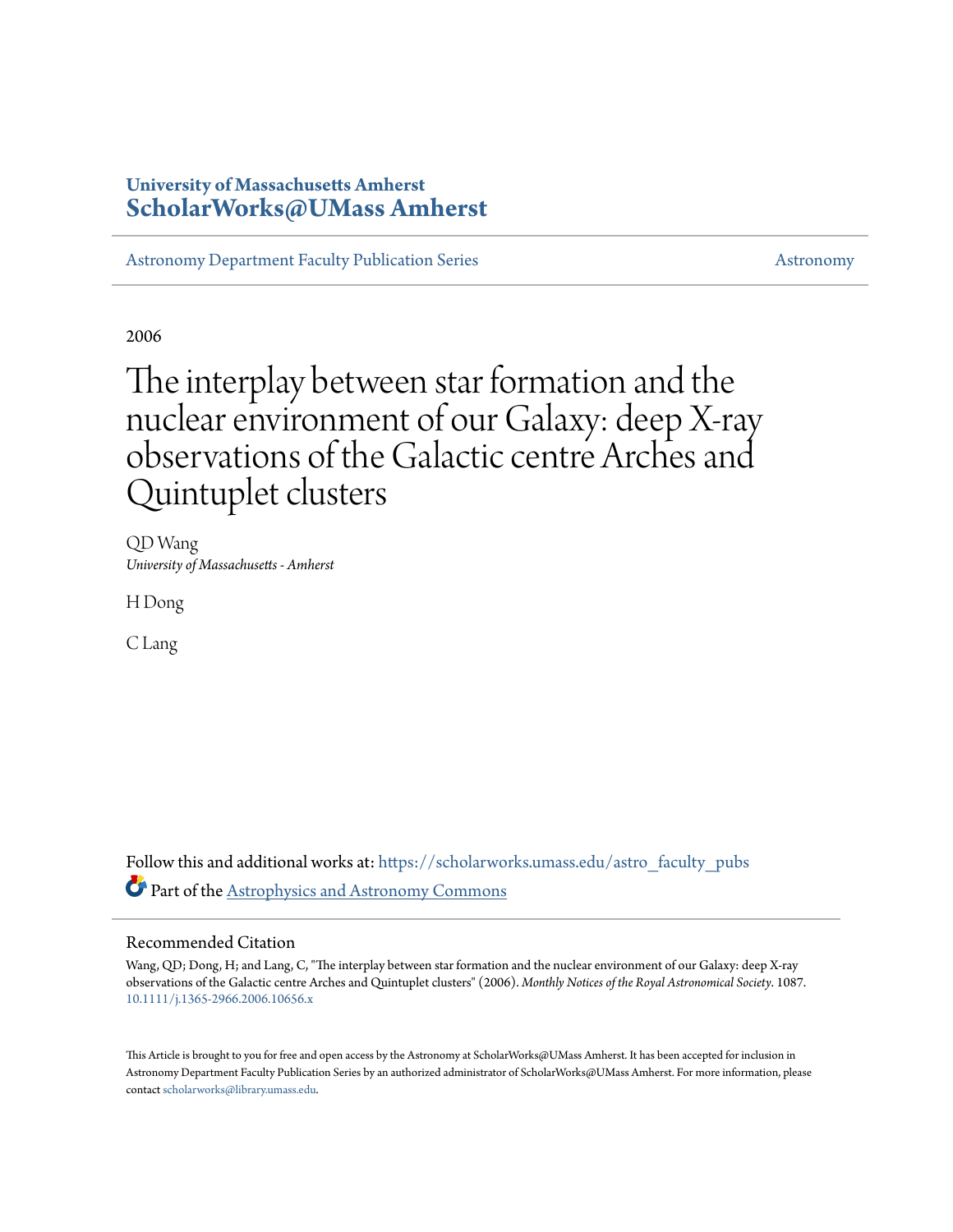University of Massachusetts Amherst
**ScholarWorks@UMass Amherst**

Astronomy Department Faculty Publication Series | Astronomy

2006

# The interplay between star formation and the nuclear environment of our Galaxy: deep X-ray observations of the Galactic centre Arches and Quintuplet clusters

QD Wang
*University of Massachusetts - Amherst*

H Dong

C Lang

Follow this and additional works at: https://scholarworks.umass.edu/astro_faculty_pubs

Part of the Astrophysics and Astronomy Commons

## Recommended Citation

Wang, QD; Dong, H; and Lang, C, "The interplay between star formation and the nuclear environment of our Galaxy: deep X-ray observations of the Galactic centre Arches and Quintuplet clusters" (2006). *Monthly Notices of the Royal Astronomical Society*. 1087.
10.1111/j.1365-2966.2006.10656.x

This Article is brought to you for free and open access by the Astronomy at ScholarWorks@UMass Amherst. It has been accepted for inclusion in Astronomy Department Faculty Publication Series by an authorized administrator of ScholarWorks@UMass Amherst. For more information, please contact scholarworks@library.umass.edu.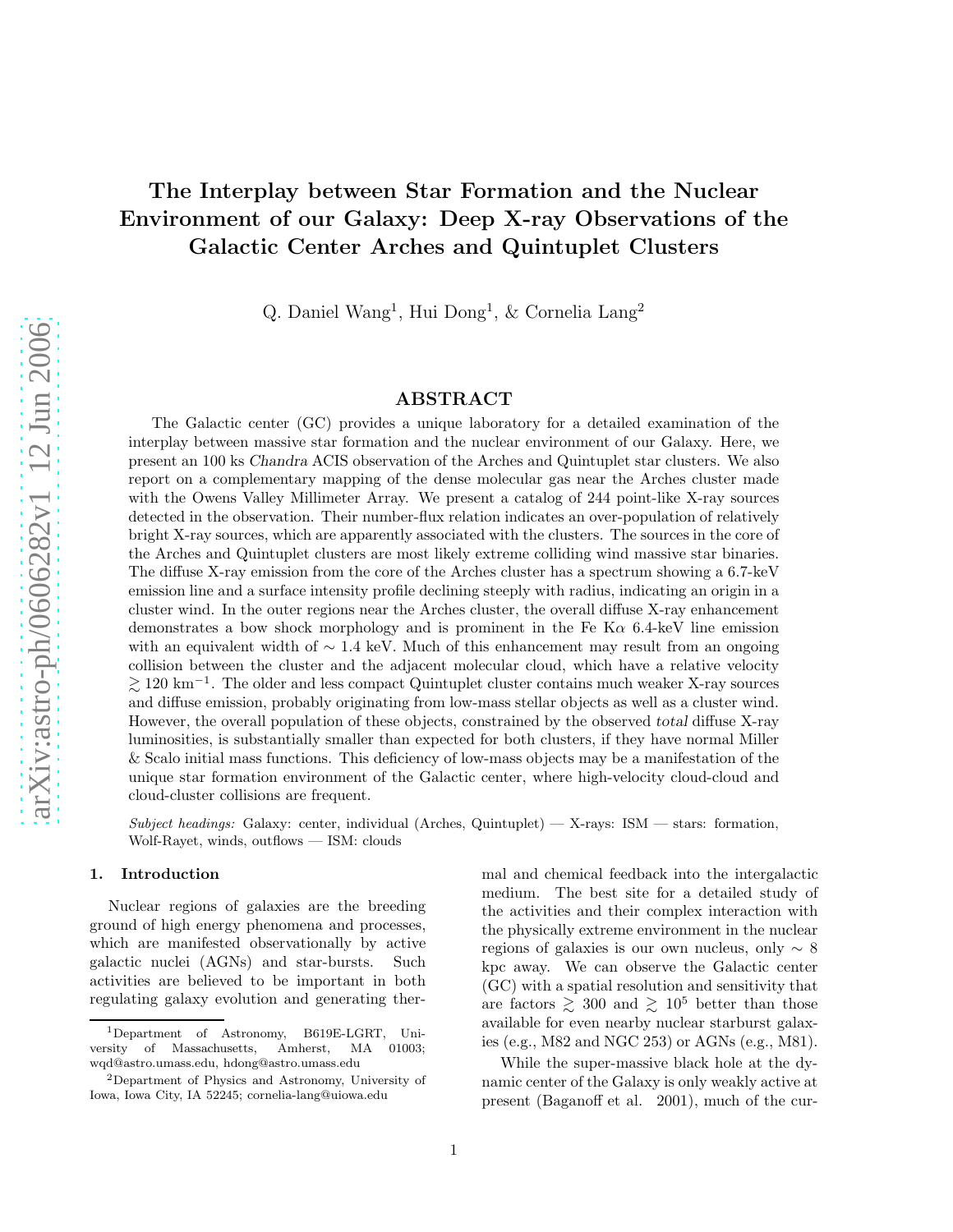# The Interplay between Star Formation and the Nuclear Environment of our Galaxy: Deep X-ray Observations of the Galactic Center Arches and Quintuplet Clusters

Q. Daniel Wang[1], Hui Dong[1], & Cornelia Lang[2]

## ABSTRACT

The Galactic center (GC) provides a unique laboratory for a detailed examination of the interplay between massive star formation and the nuclear environment of our Galaxy. Here, we present an 100 ks *Chandra* ACIS observation of the Arches and Quintuplet star clusters. We also report on a complementary mapping of the dense molecular gas near the Arches cluster made with the Owens Valley Millimeter Array. We present a catalog of 244 point-like X-ray sources detected in the observation. Their number-flux relation indicates an over-population of relatively bright X-ray sources, which are apparently associated with the clusters. The sources in the core of the Arches and Quintuplet clusters are most likely extreme colliding wind massive star binaries. The diffuse X-ray emission from the core of the Arches cluster has a spectrum showing a 6.7-keV emission line and a surface intensity profile declining steeply with radius, indicating an origin in a cluster wind. In the outer regions near the Arches cluster, the overall diffuse X-ray enhancement demonstrates a bow shock morphology and is prominent in the Fe K$\alpha$ 6.4-keV line emission with an equivalent width of $\sim$ 1.4 keV. Much of this enhancement may result from an ongoing collision between the cluster and the adjacent molecular cloud, which have a relative velocity $\gtrsim 120$ km$^{-1}$. The older and less compact Quintuplet cluster contains much weaker X-ray sources and diffuse emission, probably originating from low-mass stellar objects as well as a cluster wind. However, the overall population of these objects, constrained by the observed *total* diffuse X-ray luminosities, is substantially smaller than expected for both clusters, if they have normal Miller & Scalo initial mass functions. This deficiency of low-mass objects may be a manifestation of the unique star formation environment of the Galactic center, where high-velocity cloud-cloud and cloud-cluster collisions are frequent.

*Subject headings:* Galaxy: center, individual (Arches, Quintuplet) — X-rays: ISM — stars: formation, Wolf-Rayet, winds, outflows — ISM: clouds

## 1. Introduction

Nuclear regions of galaxies are the breeding ground of high energy phenomena and processes, which are manifested observationally by active galactic nuclei (AGNs) and star-bursts. Such activities are believed to be important in both regulating galaxy evolution and generating thermal and chemical feedback into the intergalactic medium. The best site for a detailed study of the activities and their complex interaction with the physically extreme environment in the nuclear regions of galaxies is our own nucleus, only $\sim$ 8 kpc away. We can observe the Galactic center (GC) with a spatial resolution and sensitivity that are factors $\gtrsim$ 300 and $\gtrsim 10^5$ better than those available for even nearby nuclear starburst galaxies (e.g., M82 and NGC 253) or AGNs (e.g., M81).

While the super-massive black hole at the dynamic center of the Galaxy is only weakly active at present (Baganoff et al. 2001), much of the cur-

[1] Department of Astronomy, B619E-LGRT, University of Massachusetts, Amherst, MA 01003; wqd@astro.umass.edu, hdong@astro.umass.edu

[2] Department of Physics and Astronomy, University of Iowa, Iowa City, IA 52245; cornelia-lang@uiowa.edu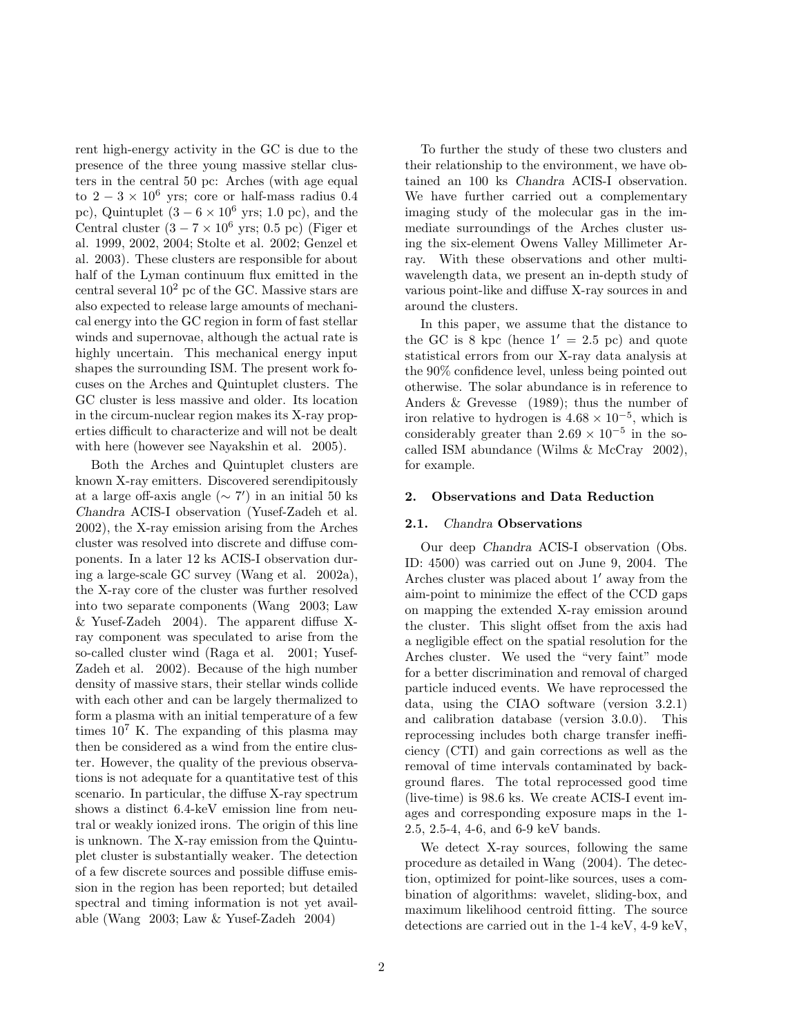rent high-energy activity in the GC is due to the presence of the three young massive stellar clusters in the central 50 pc: Arches (with age equal to $2-3\times10^6$ yrs; core or half-mass radius 0.4 pc), Quintuplet ($3-6\times10^6$ yrs; 1.0 pc), and the Central cluster ($3-7\times10^6$ yrs; 0.5 pc) (Figer et al. 1999, 2002, 2004; Stolte et al. 2002; Genzel et al. 2003). These clusters are responsible for about half of the Lyman continuum flux emitted in the central several $10^2$ pc of the GC. Massive stars are also expected to release large amounts of mechanical energy into the GC region in form of fast stellar winds and supernovae, although the actual rate is highly uncertain. This mechanical energy input shapes the surrounding ISM. The present work focuses on the Arches and Quintuplet clusters. The GC cluster is less massive and older. Its location in the circum-nuclear region makes its X-ray properties difficult to characterize and will not be dealt with here (however see Nayakshin et al. 2005).

Both the Arches and Quintuplet clusters are known X-ray emitters. Discovered serendipitously at a large off-axis angle ($\sim 7'$) in an initial 50 ks *Chandra* ACIS-I observation (Yusef-Zadeh et al. 2002), the X-ray emission arising from the Arches cluster was resolved into discrete and diffuse components. In a later 12 ks ACIS-I observation during a large-scale GC survey (Wang et al. 2002a), the X-ray core of the cluster was further resolved into two separate components (Wang 2003; Law & Yusef-Zadeh 2004). The apparent diffuse X-ray component was speculated to arise from the so-called cluster wind (Raga et al. 2001; Yusef-Zadeh et al. 2002). Because of the high number density of massive stars, their stellar winds collide with each other and can be largely thermalized to form a plasma with an initial temperature of a few times $10^7$ K. The expanding of this plasma may then be considered as a wind from the entire cluster. However, the quality of the previous observations is not adequate for a quantitative test of this scenario. In particular, the diffuse X-ray spectrum shows a distinct 6.4-keV emission line from neutral or weakly ionized irons. The origin of this line is unknown. The X-ray emission from the Quintuplet cluster is substantially weaker. The detection of a few discrete sources and possible diffuse emission in the region has been reported; but detailed spectral and timing information is not yet available (Wang 2003; Law & Yusef-Zadeh 2004)

To further the study of these two clusters and their relationship to the environment, we have obtained an 100 ks *Chandra* ACIS-I observation. We have further carried out a complementary imaging study of the molecular gas in the immediate surroundings of the Arches cluster using the six-element Owens Valley Millimeter Array. With these observations and other multi-wavelength data, we present an in-depth study of various point-like and diffuse X-ray sources in and around the clusters.

In this paper, we assume that the distance to the GC is 8 kpc (hence $1' = 2.5$ pc) and quote statistical errors from our X-ray data analysis at the 90% confidence level, unless being pointed out otherwise. The solar abundance is in reference to Anders & Grevesse (1989); thus the number of iron relative to hydrogen is $4.68\times10^{-5}$, which is considerably greater than $2.69\times10^{-5}$ in the so-called ISM abundance (Wilms & McCray 2002), for example.

## 2. Observations and Data Reduction

### 2.1. *Chandra* Observations

Our deep *Chandra* ACIS-I observation (Obs. ID: 4500) was carried out on June 9, 2004. The Arches cluster was placed about $1'$ away from the aim-point to minimize the effect of the CCD gaps on mapping the extended X-ray emission around the cluster. This slight offset from the axis had a negligible effect on the spatial resolution for the Arches cluster. We used the "very faint" mode for a better discrimination and removal of charged particle induced events. We have reprocessed the data, using the CIAO software (version 3.2.1) and calibration database (version 3.0.0). This reprocessing includes both charge transfer inefficiency (CTI) and gain corrections as well as the removal of time intervals contaminated by background flares. The total reprocessed good time (live-time) is 98.6 ks. We create ACIS-I event images and corresponding exposure maps in the 1-2.5, 2.5-4, 4-6, and 6-9 keV bands.

We detect X-ray sources, following the same procedure as detailed in Wang (2004). The detection, optimized for point-like sources, uses a combination of algorithms: wavelet, sliding-box, and maximum likelihood centroid fitting. The source detections are carried out in the 1-4 keV, 4-9 keV,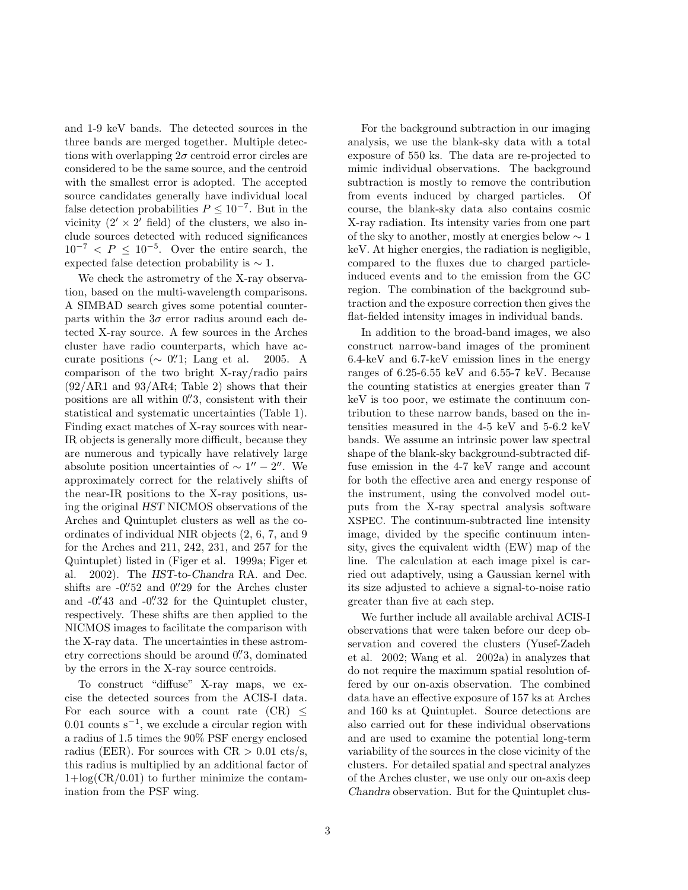and 1-9 keV bands. The detected sources in the three bands are merged together. Multiple detections with overlapping $2\sigma$ centroid error circles are considered to be the same source, and the centroid with the smallest error is adopted. The accepted source candidates generally have individual local false detection probabilities $P \leq 10^{-7}$. But in the vicinity ($2' \times 2'$ field) of the clusters, we also include sources detected with reduced significances $10^{-7} < P \leq 10^{-5}$. Over the entire search, the expected false detection probability is $\sim 1$.

We check the astrometry of the X-ray observation, based on the multi-wavelength comparisons. A SIMBAD search gives some potential counterparts within the $3\sigma$ error radius around each detected X-ray source. A few sources in the Arches cluster have radio counterparts, which have accurate positions ($\sim 0\farcs1$; Lang et al. 2005. A comparison of the two bright X-ray/radio pairs (92/AR1 and 93/AR4; Table 2) shows that their positions are all within $0\farcs3$, consistent with their statistical and systematic uncertainties (Table 1). Finding exact matches of X-ray sources with near-IR objects is generally more difficult, because they are numerous and typically have relatively large absolute position uncertainties of $\sim 1'' - 2''$. We approximately correct for the relatively shifts of the near-IR positions to the X-ray positions, using the original *HST* NICMOS observations of the Arches and Quintuplet clusters as well as the coordinates of individual NIR objects (2, 6, 7, and 9 for the Arches and 211, 242, 231, and 257 for the Quintuplet) listed in (Figer et al. 1999a; Figer et al. 2002). The *HST*-to-*Chandra* RA. and Dec. shifts are $-0\farcs52$ and $0\farcs29$ for the Arches cluster and $-0\farcs43$ and $-0\farcs32$ for the Quintuplet cluster, respectively. These shifts are then applied to the NICMOS images to facilitate the comparison with the X-ray data. The uncertainties in these astrometry corrections should be around $0\farcs3$, dominated by the errors in the X-ray source centroids.

To construct "diffuse" X-ray maps, we excise the detected sources from the ACIS-I data. For each source with a count rate (CR) $\leq$ 0.01 counts s$^{-1}$, we exclude a circular region with a radius of 1.5 times the 90% PSF energy enclosed radius (EER). For sources with CR $> 0.01$ cts/s, this radius is multiplied by an additional factor of $1+\log(\mathrm{CR}/0.01)$ to further minimize the contamination from the PSF wing.

For the background subtraction in our imaging analysis, we use the blank-sky data with a total exposure of 550 ks. The data are re-projected to mimic individual observations. The background subtraction is mostly to remove the contribution from events induced by charged particles. Of course, the blank-sky data also contains cosmic X-ray radiation. Its intensity varies from one part of the sky to another, mostly at energies below $\sim 1$ keV. At higher energies, the radiation is negligible, compared to the fluxes due to charged particle-induced events and to the emission from the GC region. The combination of the background subtraction and the exposure correction then gives the flat-fielded intensity images in individual bands.

In addition to the broad-band images, we also construct narrow-band images of the prominent 6.4-keV and 6.7-keV emission lines in the energy ranges of 6.25-6.55 keV and 6.55-7 keV. Because the counting statistics at energies greater than 7 keV is too poor, we estimate the continuum contribution to these narrow bands, based on the intensities measured in the 4-5 keV and 5-6.2 keV bands. We assume an intrinsic power law spectral shape of the blank-sky background-subtracted diffuse emission in the 4-7 keV range and account for both the effective area and energy response of the instrument, using the convolved model outputs from the X-ray spectral analysis software XSPEC. The continuum-subtracted line intensity image, divided by the specific continuum intensity, gives the equivalent width (EW) map of the line. The calculation at each image pixel is carried out adaptively, using a Gaussian kernel with its size adjusted to achieve a signal-to-noise ratio greater than five at each step.

We further include all available archival ACIS-I observations that were taken before our deep observation and covered the clusters (Yusef-Zadeh et al. 2002; Wang et al. 2002a) in analyzes that do not require the maximum spatial resolution offered by our on-axis observation. The combined data have an effective exposure of 157 ks at Arches and 160 ks at Quintuplet. Source detections are also carried out for these individual observations and are used to examine the potential long-term variability of the sources in the close vicinity of the clusters. For detailed spatial and spectral analyzes of the Arches cluster, we use only our on-axis deep *Chandra* observation. But for the Quintuplet clus-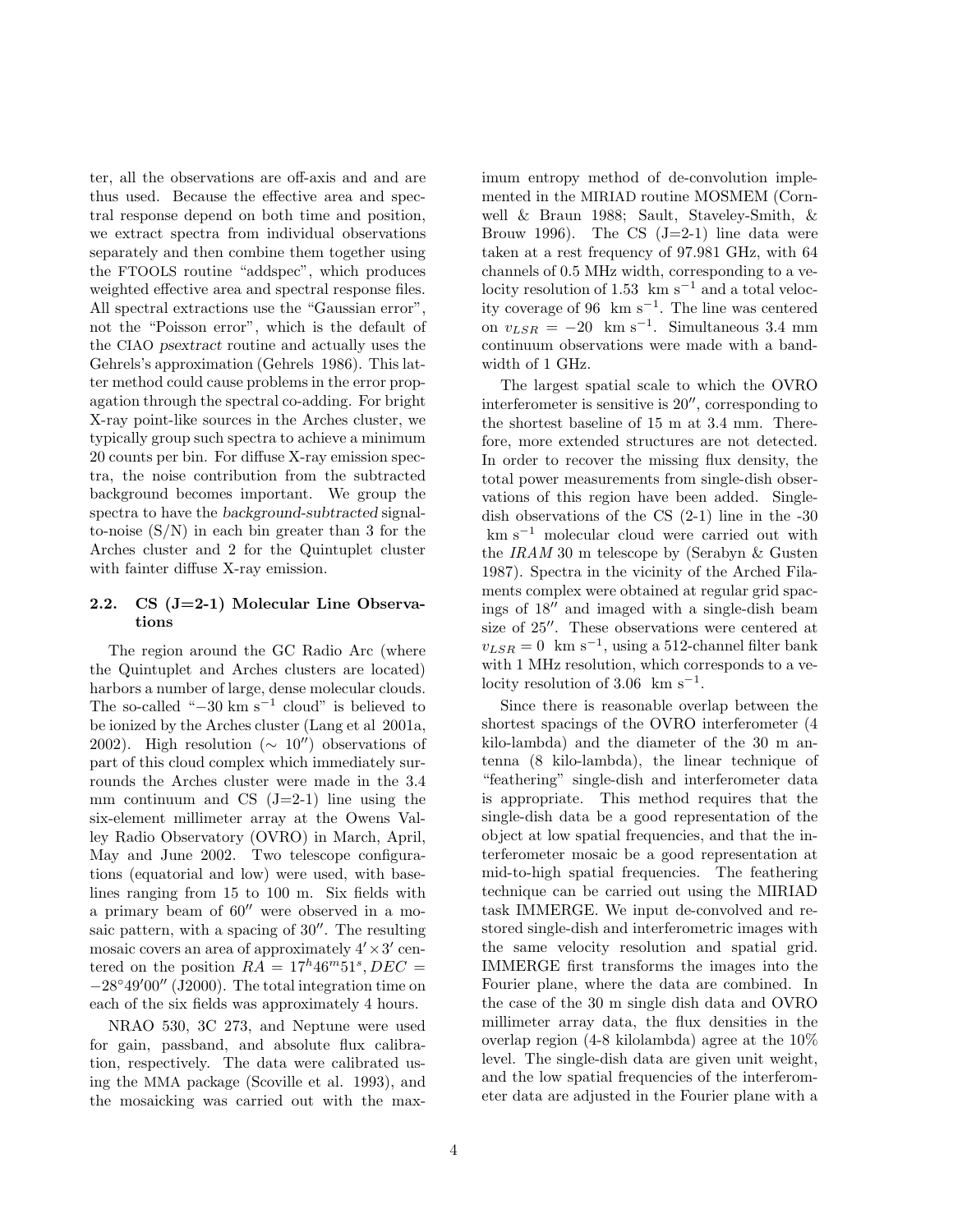ter, all the observations are off-axis and and are thus used. Because the effective area and spectral response depend on both time and position, we extract spectra from individual observations separately and then combine them together using the FTOOLS routine "addspec", which produces weighted effective area and spectral response files. All spectral extractions use the "Gaussian error", not the "Poisson error", which is the default of the CIAO *psextract* routine and actually uses the Gehrels's approximation (Gehrels 1986). This latter method could cause problems in the error propagation through the spectral co-adding. For bright X-ray point-like sources in the Arches cluster, we typically group such spectra to achieve a minimum 20 counts per bin. For diffuse X-ray emission spectra, the noise contribution from the subtracted background becomes important. We group the spectra to have the *background-subtracted* signal-to-noise (S/N) in each bin greater than 3 for the Arches cluster and 2 for the Quintuplet cluster with fainter diffuse X-ray emission.

### 2.2. CS (J=2-1) Molecular Line Observations

The region around the GC Radio Arc (where the Quintuplet and Arches clusters are located) harbors a number of large, dense molecular clouds. The so-called "$-30$ km s$^{-1}$ cloud" is believed to be ionized by the Arches cluster (Lang et al 2001a, 2002). High resolution ($\sim 10''$) observations of part of this cloud complex which immediately surrounds the Arches cluster were made in the 3.4 mm continuum and CS (J=2-1) line using the six-element millimeter array at the Owens Valley Radio Observatory (OVRO) in March, April, May and June 2002. Two telescope configurations (equatorial and low) were used, with baselines ranging from 15 to 100 m. Six fields with a primary beam of $60''$ were observed in a mosaic pattern, with a spacing of $30''$. The resulting mosaic covers an area of approximately $4' \times 3'$ centered on the position $RA = 17^h46^m51^s, DEC = -28^\circ49'00''$ (J2000). The total integration time on each of the six fields was approximately 4 hours.

NRAO 530, 3C 273, and Neptune were used for gain, passband, and absolute flux calibration, respectively. The data were calibrated using the MMA package (Scoville et al. 1993), and the mosaicking was carried out with the maximum entropy method of de-convolution implemented in the MIRIAD routine MOSMEM (Cornwell & Braun 1988; Sault, Staveley-Smith, & Brouw 1996). The CS (J=2-1) line data were taken at a rest frequency of 97.981 GHz, with 64 channels of 0.5 MHz width, corresponding to a velocity resolution of 1.53 km s$^{-1}$ and a total velocity coverage of 96 km s$^{-1}$. The line was centered on $v_{LSR} = -20$ km s$^{-1}$. Simultaneous 3.4 mm continuum observations were made with a bandwidth of 1 GHz.

The largest spatial scale to which the OVRO interferometer is sensitive is $20''$, corresponding to the shortest baseline of 15 m at 3.4 mm. Therefore, more extended structures are not detected. In order to recover the missing flux density, the total power measurements from single-dish observations of this region have been added. Single-dish observations of the CS (2-1) line in the -30 km s$^{-1}$ molecular cloud were carried out with the *IRAM* 30 m telescope by (Serabyn & Gusten 1987). Spectra in the vicinity of the Arched Filaments complex were obtained at regular grid spacings of $18''$ and imaged with a single-dish beam size of $25''$. These observations were centered at $v_{LSR} = 0$ km s$^{-1}$, using a 512-channel filter bank with 1 MHz resolution, which corresponds to a velocity resolution of 3.06 km s$^{-1}$.

Since there is reasonable overlap between the shortest spacings of the OVRO interferometer (4 kilo-lambda) and the diameter of the 30 m antenna (8 kilo-lambda), the linear technique of "feathering" single-dish and interferometer data is appropriate. This method requires that the single-dish data be a good representation of the object at low spatial frequencies, and that the interferometer mosaic be a good representation at mid-to-high spatial frequencies. The feathering technique can be carried out using the MIRIAD task IMMERGE. We input de-convolved and restored single-dish and interferometric images with the same velocity resolution and spatial grid. IMMERGE first transforms the images into the Fourier plane, where the data are combined. In the case of the 30 m single dish data and OVRO millimeter array data, the flux densities in the overlap region (4-8 kilolambda) agree at the 10% level. The single-dish data are given unit weight, and the low spatial frequencies of the interferometer data are adjusted in the Fourier plane with a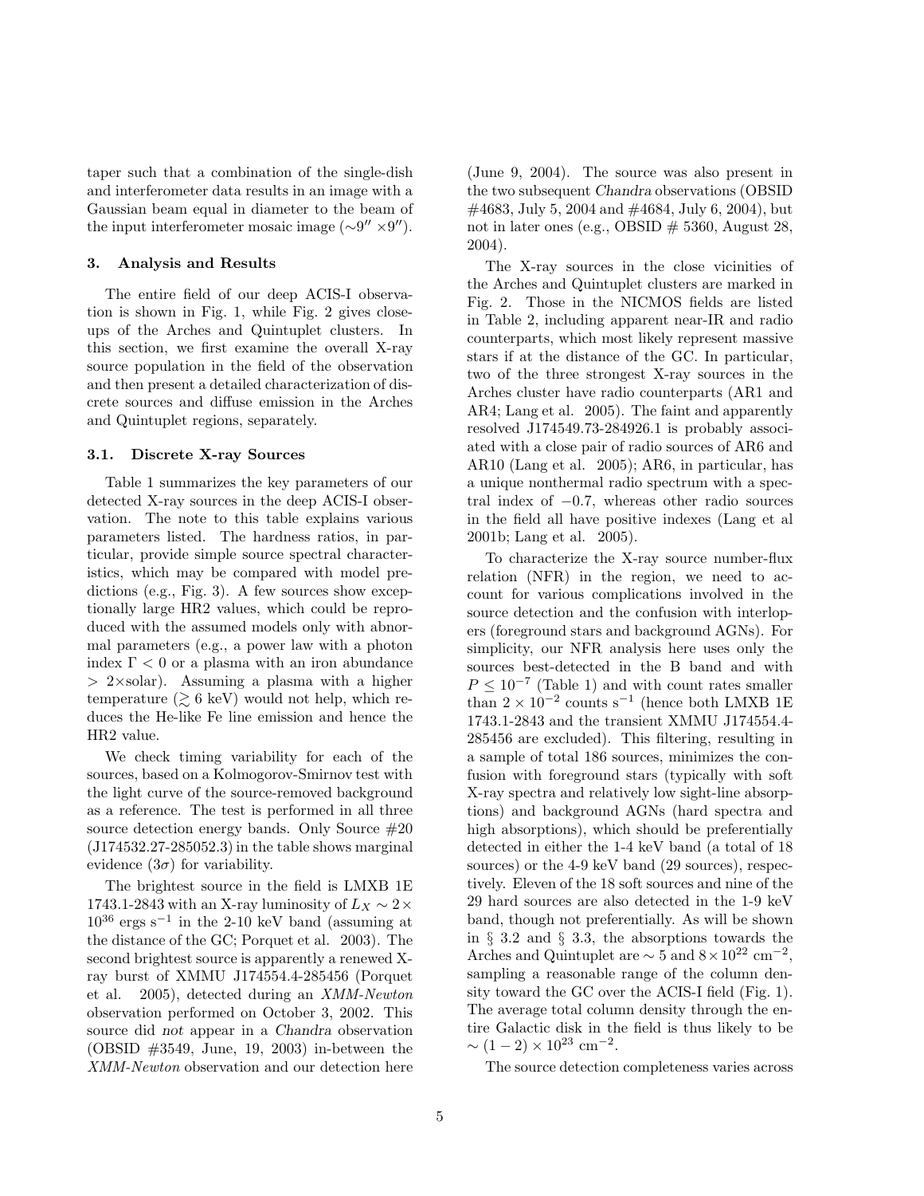taper such that a combination of the single-dish and interferometer data results in an image with a Gaussian beam equal in diameter to the beam of the input interferometer mosaic image ($\sim 9'' \times 9''$).

### 3. Analysis and Results

The entire field of our deep ACIS-I observation is shown in Fig. 1, while Fig. 2 gives close-ups of the Arches and Quintuplet clusters. In this section, we first examine the overall X-ray source population in the field of the observation and then present a detailed characterization of discrete sources and diffuse emission in the Arches and Quintuplet regions, separately.

#### 3.1. Discrete X-ray Sources

Table 1 summarizes the key parameters of our detected X-ray sources in the deep ACIS-I observation. The note to this table explains various parameters listed. The hardness ratios, in particular, provide simple source spectral characteristics, which may be compared with model predictions (e.g., Fig. 3). A few sources show exceptionally large HR2 values, which could be reproduced with the assumed models only with abnormal parameters (e.g., a power law with a photon index $\Gamma < 0$ or a plasma with an iron abundance $> 2\times$solar). Assuming a plasma with a higher temperature ($\gtrsim 6$ keV) would not help, which reduces the He-like Fe line emission and hence the HR2 value.

We check timing variability for each of the sources, based on a Kolmogorov-Smirnov test with the light curve of the source-removed background as a reference. The test is performed in all three source detection energy bands. Only Source #20 (J174532.27-285052.3) in the table shows marginal evidence ($3\sigma$) for variability.

The brightest source in the field is LMXB 1E 1743.1-2843 with an X-ray luminosity of $L_X \sim 2 \times 10^{36}$ ergs s$^{-1}$ in the 2-10 keV band (assuming at the distance of the GC; Porquet et al. 2003). The second brightest source is apparently a renewed X-ray burst of XMMU J174554.4-285456 (Porquet et al. 2005), detected during an *XMM-Newton* observation performed on October 3, 2002. This source did *not* appear in a *Chandra* observation (OBSID #3549, June, 19, 2003) in-between the *XMM-Newton* observation and our detection here (June 9, 2004). The source was also present in the two subsequent *Chandra* observations (OBSID #4683, July 5, 2004 and #4684, July 6, 2004), but not in later ones (e.g., OBSID # 5360, August 28, 2004).

The X-ray sources in the close vicinities of the Arches and Quintuplet clusters are marked in Fig. 2. Those in the NICMOS fields are listed in Table 2, including apparent near-IR and radio counterparts, which most likely represent massive stars if at the distance of the GC. In particular, two of the three strongest X-ray sources in the Arches cluster have radio counterparts (AR1 and AR4; Lang et al. 2005). The faint and apparently resolved J174549.73-284926.1 is probably associated with a close pair of radio sources of AR6 and AR10 (Lang et al. 2005); AR6, in particular, has a unique nonthermal radio spectrum with a spectral index of $-0.7$, whereas other radio sources in the field all have positive indexes (Lang et al 2001b; Lang et al. 2005).

To characterize the X-ray source number-flux relation (NFR) in the region, we need to account for various complications involved in the source detection and the confusion with interlopers (foreground stars and background AGNs). For simplicity, our NFR analysis here uses only the sources best-detected in the B band and with $P \leq 10^{-7}$ (Table 1) and with count rates smaller than $2 \times 10^{-2}$ counts s$^{-1}$ (hence both LMXB 1E 1743.1-2843 and the transient XMMU J174554.4-285456 are excluded). This filtering, resulting in a sample of total 186 sources, minimizes the confusion with foreground stars (typically with soft X-ray spectra and relatively low sight-line absorptions) and background AGNs (hard spectra and high absorptions), which should be preferentially detected in either the 1-4 keV band (a total of 18 sources) or the 4-9 keV band (29 sources), respectively. Eleven of the 18 soft sources and nine of the 29 hard sources are also detected in the 1-9 keV band, though not preferentially. As will be shown in § 3.2 and § 3.3, the absorptions towards the Arches and Quintuplet are $\sim 5$ and $8 \times 10^{22}$ cm$^{-2}$, sampling a reasonable range of the column density toward the GC over the ACIS-I field (Fig. 1). The average total column density through the entire Galactic disk in the field is thus likely to be $\sim (1-2) \times 10^{23}$ cm$^{-2}$.

The source detection completeness varies across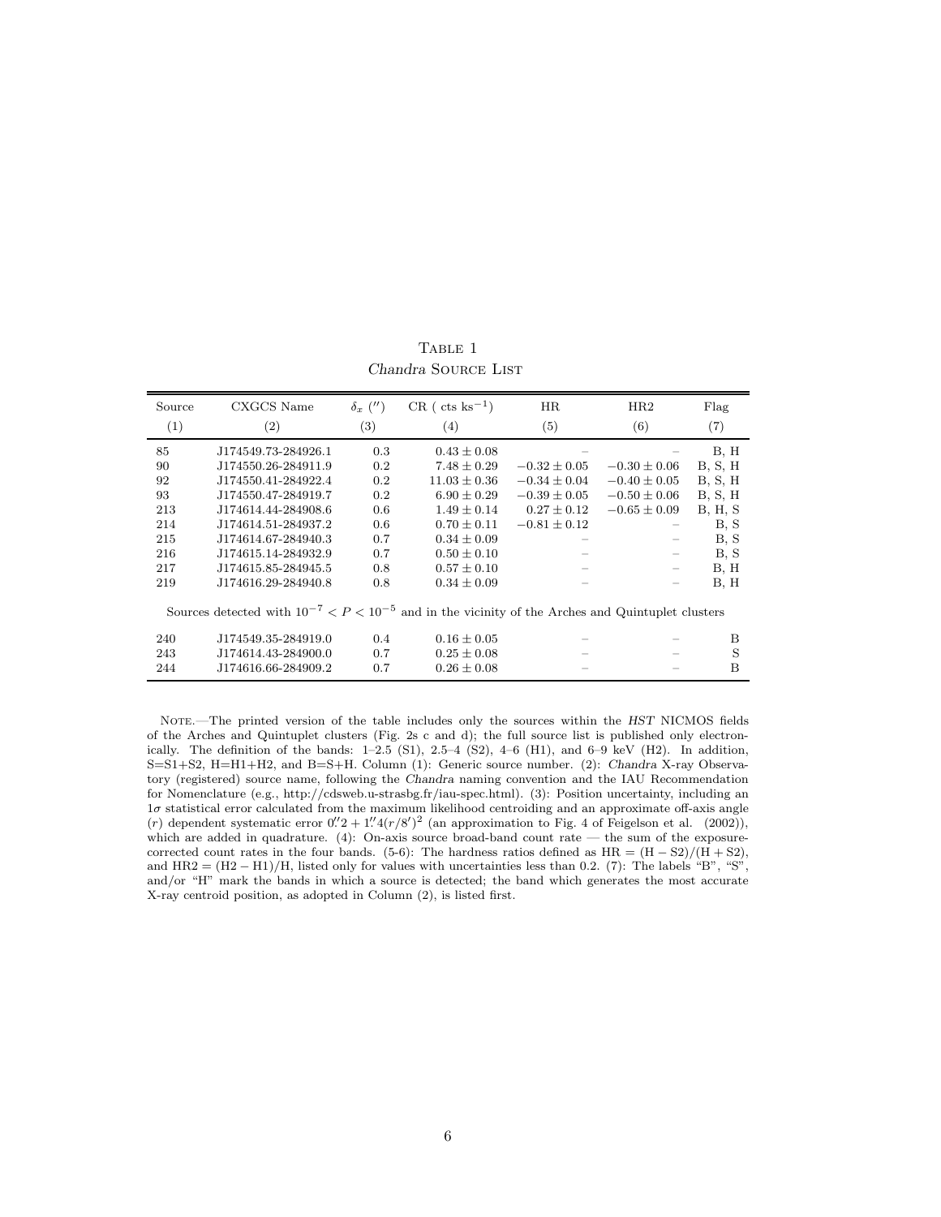Table 1

*Chandra* Source List

| Source | CXGCS Name | $\delta_x$ ($''$) | CR ( cts ks$^{-1}$) | HR | HR2 | Flag |
|---|---|---|---|---|---|---|
| (1) | (2) | (3) | (4) | (5) | (6) | (7) |
| 85 | J174549.73-284926.1 | 0.3 | $0.43 \pm 0.08$ | – | – | B, H |
| 90 | J174550.26-284911.9 | 0.2 | $7.48 \pm 0.29$ | $-0.32 \pm 0.05$ | $-0.30 \pm 0.06$ | B, S, H |
| 92 | J174550.41-284922.4 | 0.2 | $11.03 \pm 0.36$ | $-0.34 \pm 0.04$ | $-0.40 \pm 0.05$ | B, S, H |
| 93 | J174550.47-284919.7 | 0.2 | $6.90 \pm 0.29$ | $-0.39 \pm 0.05$ | $-0.50 \pm 0.06$ | B, S, H |
| 213 | J174614.44-284908.6 | 0.6 | $1.49 \pm 0.14$ | $0.27 \pm 0.12$ | $-0.65 \pm 0.09$ | B, H, S |
| 214 | J174614.51-284937.2 | 0.6 | $0.70 \pm 0.11$ | $-0.81 \pm 0.12$ | – | B, S |
| 215 | J174614.67-284940.3 | 0.7 | $0.34 \pm 0.09$ | – | – | B, S |
| 216 | J174615.14-284932.9 | 0.7 | $0.50 \pm 0.10$ | – | – | B, S |
| 217 | J174615.85-284945.5 | 0.8 | $0.57 \pm 0.10$ | – | – | B, H |
| 219 | J174616.29-284940.8 | 0.8 | $0.34 \pm 0.09$ | – | – | B, H |
| Sources detected with $10^{-7} < P < 10^{-5}$ and in the vicinity of the Arches and Quintuplet clusters | | | | | | |
| 240 | J174549.35-284919.0 | 0.4 | $0.16 \pm 0.05$ | – | – | B |
| 243 | J174614.43-284900.0 | 0.7 | $0.25 \pm 0.08$ | – | – | S |
| 244 | J174616.66-284909.2 | 0.7 | $0.26 \pm 0.08$ | – | – | B |

Note.—The printed version of the table includes only the sources within the *HST* NICMOS fields of the Arches and Quintuplet clusters (Fig. 2s c and d); the full source list is published only electronically. The definition of the bands: 1–2.5 (S1), 2.5–4 (S2), 4–6 (H1), and 6–9 keV (H2). In addition, S=S1+S2, H=H1+H2, and B=S+H. Column (1): Generic source number. (2): *Chandra* X-ray Observatory (registered) source name, following the *Chandra* naming convention and the IAU Recommendation for Nomenclature (e.g., http://cdsweb.u-strasbg.fr/iau-spec.html). (3): Position uncertainty, including an $1\sigma$ statistical error calculated from the maximum likelihood centroiding and an approximate off-axis angle ($r$) dependent systematic error $0.''2 + 1.''4(r/8')^2$ (an approximation to Fig. 4 of Feigelson et al. (2002)), which are added in quadrature. (4): On-axis source broad-band count rate — the sum of the exposure-corrected count rates in the four bands. (5-6): The hardness ratios defined as $\mathrm{HR} = (\mathrm{H} - \mathrm{S2})/(\mathrm{H} + \mathrm{S2})$, and $\mathrm{HR2} = (\mathrm{H2} - \mathrm{H1})/\mathrm{H}$, listed only for values with uncertainties less than 0.2. (7): The labels "B", "S", and/or "H" mark the bands in which a source is detected; the band which generates the most accurate X-ray centroid position, as adopted in Column (2), is listed first.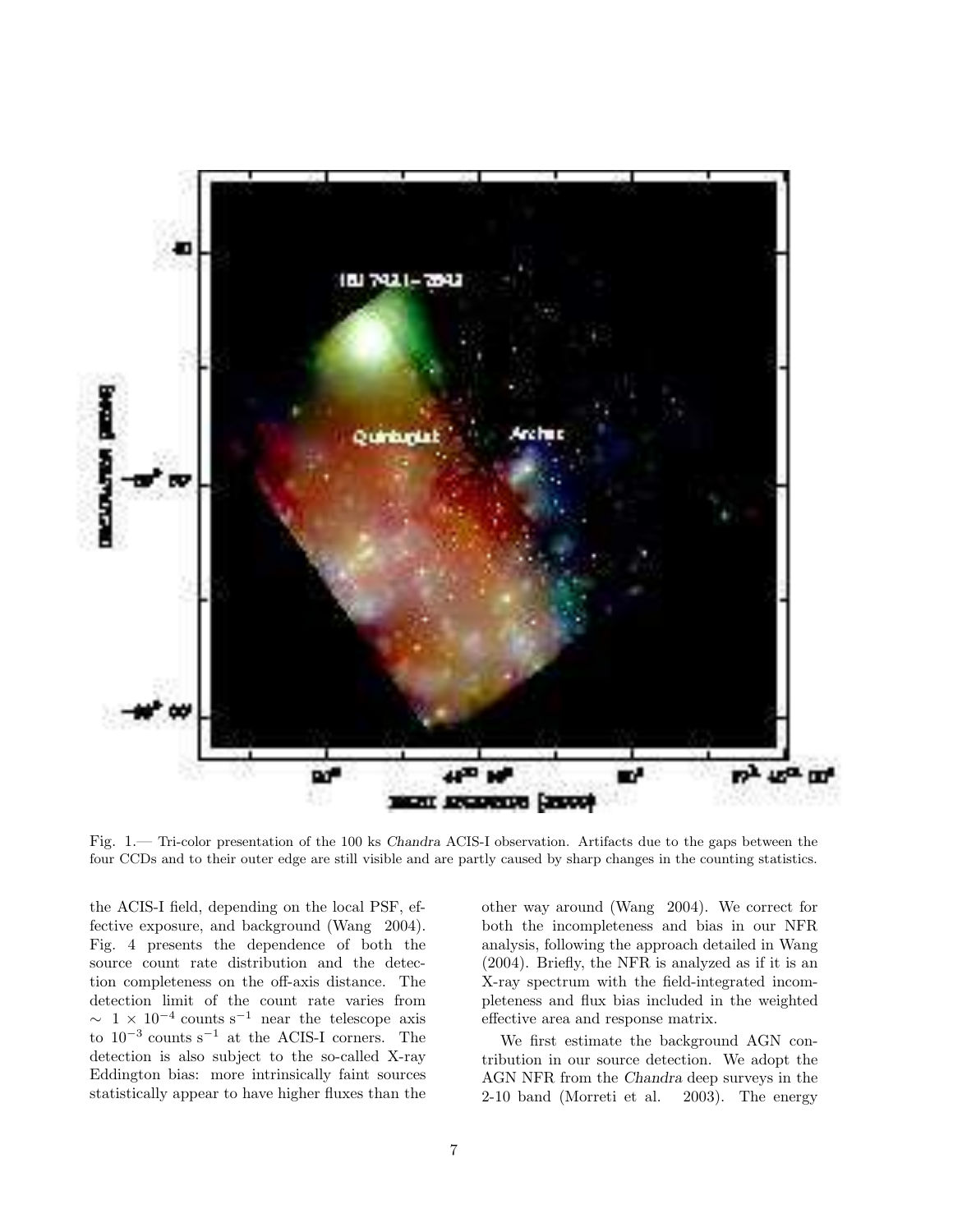Fig. 1.— Tri-color presentation of the 100 ks *Chandra* ACIS-I observation. Artifacts due to the gaps between the four CCDs and to their outer edge are still visible and are partly caused by sharp changes in the counting statistics.

the ACIS-I field, depending on the local PSF, effective exposure, and background (Wang 2004). Fig. 4 presents the dependence of both the source count rate distribution and the detection completeness on the off-axis distance. The detection limit of the count rate varies from $\sim 1 \times 10^{-4}$ counts s$^{-1}$ near the telescope axis to $10^{-3}$ counts s$^{-1}$ at the ACIS-I corners. The detection is also subject to the so-called X-ray Eddington bias: more intrinsically faint sources statistically appear to have higher fluxes than the other way around (Wang 2004). We correct for both the incompleteness and bias in our NFR analysis, following the approach detailed in Wang (2004). Briefly, the NFR is analyzed as if it is an X-ray spectrum with the field-integrated incompleteness and flux bias included in the weighted effective area and response matrix.

We first estimate the background AGN contribution in our source detection. We adopt the AGN NFR from the *Chandra* deep surveys in the 2-10 band (Morreti et al. 2003). The energy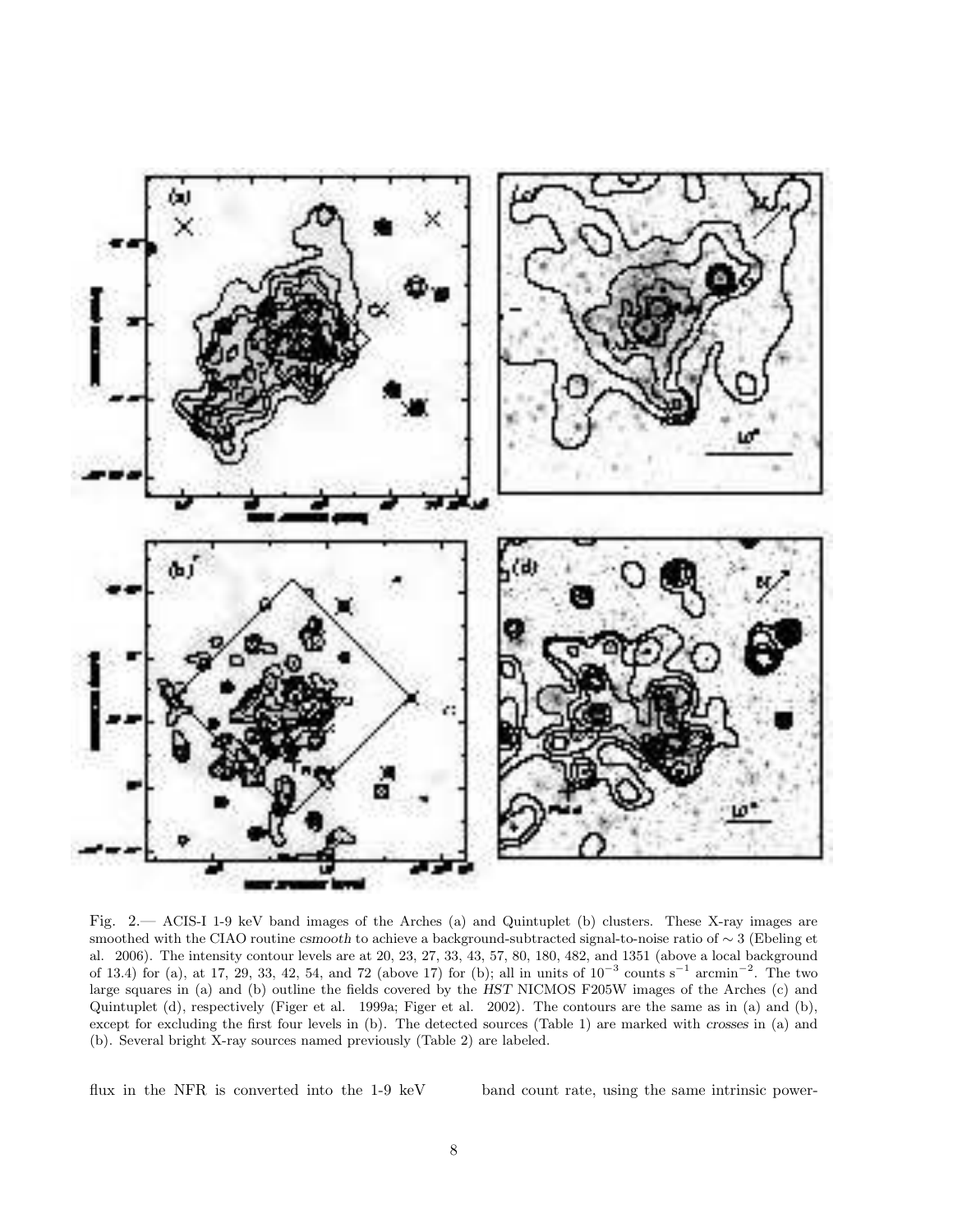Fig. 2.— ACIS-I 1-9 keV band images of the Arches (a) and Quintuplet (b) clusters. These X-ray images are smoothed with the CIAO routine *csmooth* to achieve a background-subtracted signal-to-noise ratio of $\sim 3$ (Ebeling et al. 2006). The intensity contour levels are at 20, 23, 27, 33, 43, 57, 80, 180, 482, and 1351 (above a local background of 13.4) for (a), at 17, 29, 33, 42, 54, and 72 (above 17) for (b); all in units of $10^{-3}$ counts $s^{-1}$ $arcmin^{-2}$. The two large squares in (a) and (b) outline the fields covered by the *HST* NICMOS F205W images of the Arches (c) and Quintuplet (d), respectively (Figer et al. 1999a; Figer et al. 2002). The contours are the same as in (a) and (b), except for excluding the first four levels in (b). The detected sources (Table 1) are marked with *crosses* in (a) and (b). Several bright X-ray sources named previously (Table 2) are labeled.

flux in the NFR is converted into the 1-9 keV band count rate, using the same intrinsic power-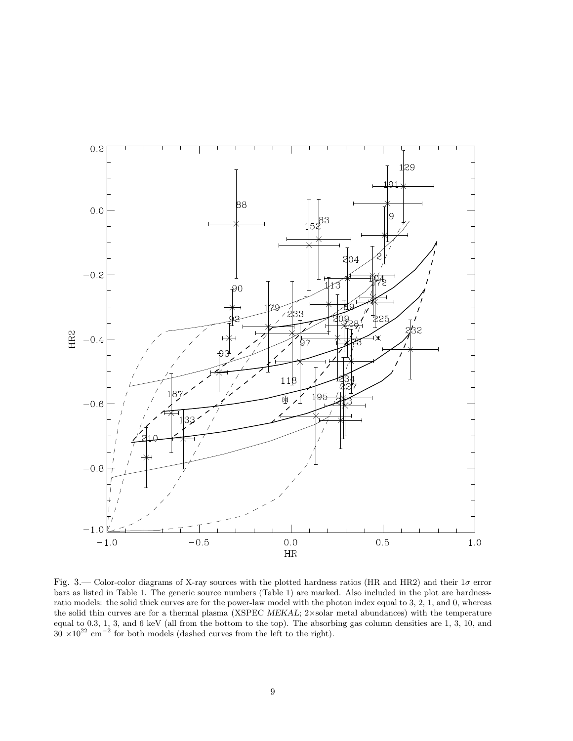Fig. 3.— Color-color diagrams of X-ray sources with the plotted hardness ratios (HR and HR2) and their 1$\sigma$ error bars as listed in Table 1. The generic source numbers (Table 1) are marked. Also included in the plot are hardness-ratio models: the solid thick curves are for the power-law model with the photon index equal to 3, 2, 1, and 0, whereas the solid thin curves are for a thermal plasma (XSPEC *MEKAL*; 2×solar metal abundances) with the temperature equal to 0.3, 1, 3, and 6 keV (all from the bottom to the top). The absorbing gas column densities are 1, 3, 10, and 30 $\times 10^{22}$ cm$^{-2}$ for both models (dashed curves from the left to the right).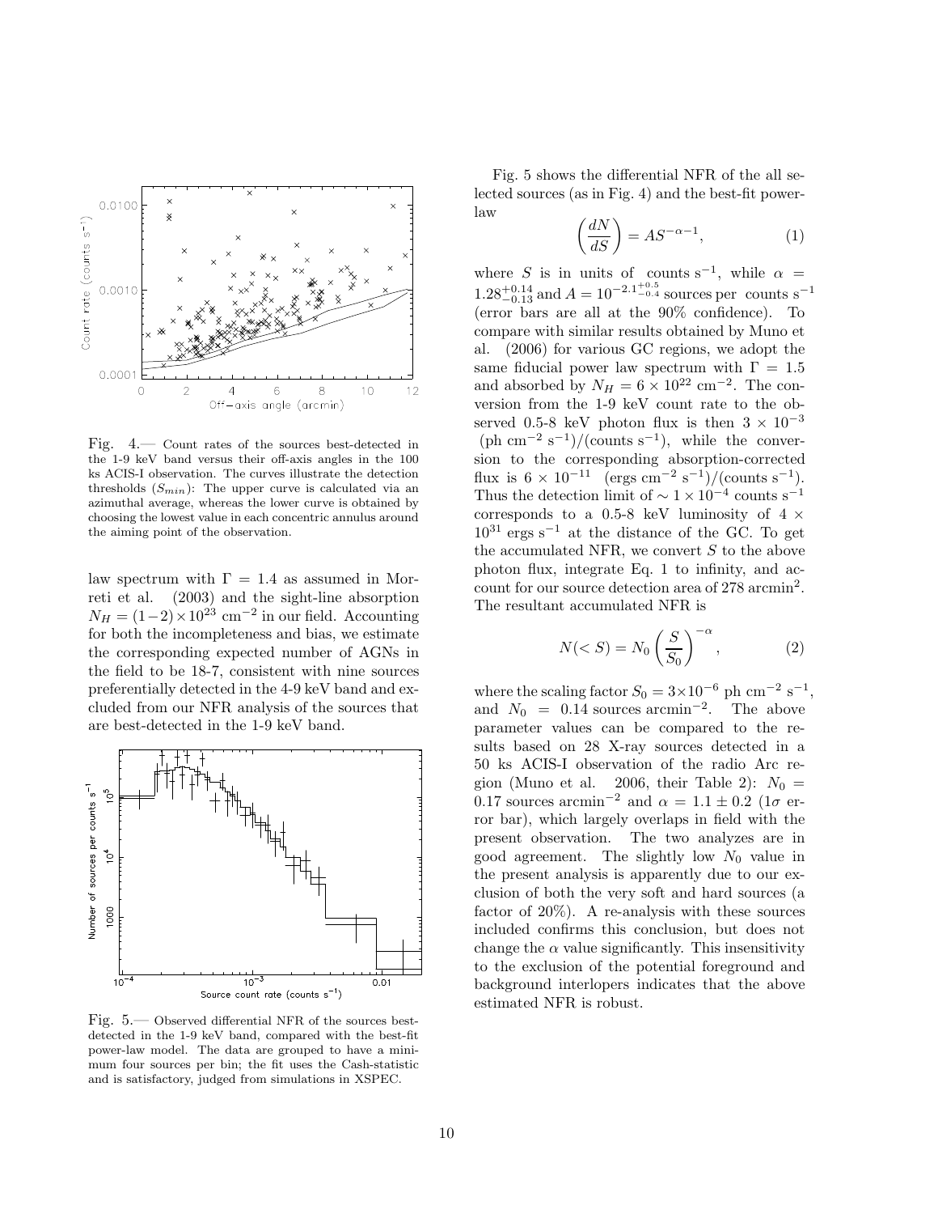Fig. 4.— Count rates of the sources best-detected in the 1-9 keV band versus their off-axis angles in the 100 ks ACIS-I observation. The curves illustrate the detection thresholds ($S_{min}$): The upper curve is calculated via an azimuthal average, whereas the lower curve is obtained by choosing the lowest value in each concentric annulus around the aiming point of the observation.

law spectrum with $\Gamma = 1.4$ as assumed in Morreti et al. (2003) and the sight-line absorption $N_H = (1-2) \times 10^{23}$ cm$^{-2}$ in our field. Accounting for both the incompleteness and bias, we estimate the corresponding expected number of AGNs in the field to be 18-7, consistent with nine sources preferentially detected in the 4-9 keV band and excluded from our NFR analysis of the sources that are best-detected in the 1-9 keV band.

Fig. 5.— Observed differential NFR of the sources best-detected in the 1-9 keV band, compared with the best-fit power-law model. The data are grouped to have a minimum four sources per bin; the fit uses the Cash-statistic and is satisfactory, judged from simulations in XSPEC.

Fig. 5 shows the differential NFR of the all selected sources (as in Fig. 4) and the best-fit power-law

$$\left(\frac{dN}{dS}\right) = AS^{-\alpha-1}, \tag{1}$$

where $S$ is in units of counts s$^{-1}$, while $\alpha = 1.28^{+0.14}_{-0.13}$ and $A = 10^{-2.1^{+0.5}_{-0.4}}$ sources per counts s$^{-1}$ (error bars are all at the 90% confidence). To compare with similar results obtained by Muno et al. (2006) for various GC regions, we adopt the same fiducial power law spectrum with $\Gamma = 1.5$ and absorbed by $N_H = 6 \times 10^{22}$ cm$^{-2}$. The conversion from the 1-9 keV count rate to the observed 0.5-8 keV photon flux is then $3 \times 10^{-3}$ (ph cm$^{-2}$ s$^{-1}$)/(counts s$^{-1}$), while the conversion to the corresponding absorption-corrected flux is $6 \times 10^{-11}$ (ergs cm$^{-2}$ s$^{-1}$)/(counts s$^{-1}$). Thus the detection limit of $\sim 1 \times 10^{-4}$ counts s$^{-1}$ corresponds to a 0.5-8 keV luminosity of $4 \times 10^{31}$ ergs s$^{-1}$ at the distance of the GC. To get the accumulated NFR, we convert $S$ to the above photon flux, integrate Eq. 1 to infinity, and account for our source detection area of 278 arcmin$^2$. The resultant accumulated NFR is

$$N(<S) = N_0 \left(\frac{S}{S_0}\right)^{-\alpha}, \tag{2}$$

where the scaling factor $S_0 = 3 \times 10^{-6}$ ph cm$^{-2}$ s$^{-1}$, and $N_0 = 0.14$ sources arcmin$^{-2}$. The above parameter values can be compared to the results based on 28 X-ray sources detected in a 50 ks ACIS-I observation of the radio Arc region (Muno et al. 2006, their Table 2): $N_0 = 0.17$ sources arcmin$^{-2}$ and $\alpha = 1.1 \pm 0.2$ ($1\sigma$ error bar), which largely overlaps in field with the present observation. The two analyzes are in good agreement. The slightly low $N_0$ value in the present analysis is apparently due to our exclusion of both the very soft and hard sources (a factor of 20%). A re-analysis with these sources included confirms this conclusion, but does not change the $\alpha$ value significantly. This insensitivity to the exclusion of the potential foreground and background interlopers indicates that the above estimated NFR is robust.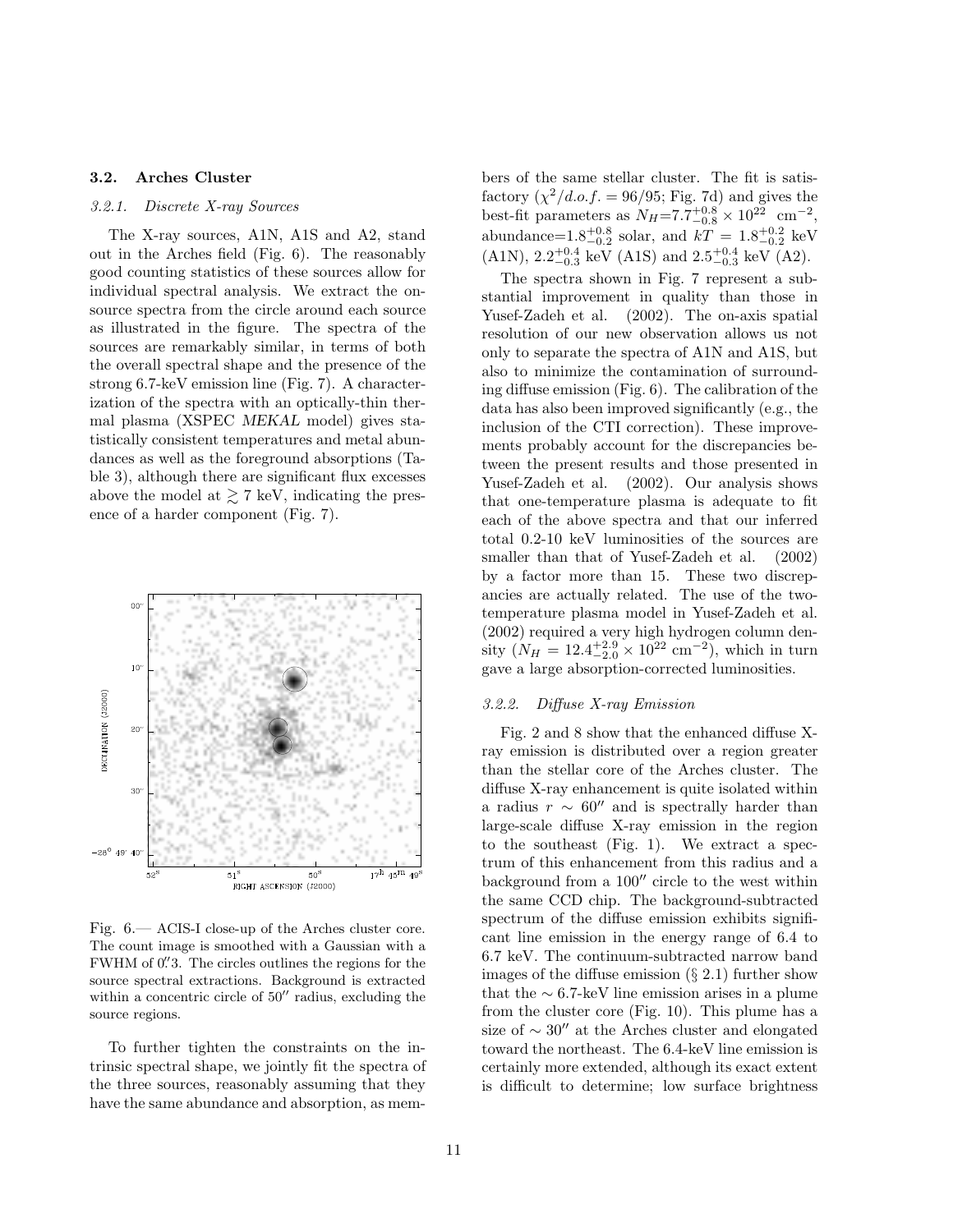### 3.2. Arches Cluster

#### 3.2.1. Discrete X-ray Sources

The X-ray sources, A1N, A1S and A2, stand out in the Arches field (Fig. 6). The reasonably good counting statistics of these sources allow for individual spectral analysis. We extract the on-source spectra from the circle around each source as illustrated in the figure. The spectra of the sources are remarkably similar, in terms of both the overall spectral shape and the presence of the strong 6.7-keV emission line (Fig. 7). A characterization of the spectra with an optically-thin thermal plasma (XSPEC *MEKAL* model) gives statistically consistent temperatures and metal abundances as well as the foreground absorptions (Table 3), although there are significant flux excesses above the model at $\gtrsim 7$ keV, indicating the presence of a harder component (Fig. 7).

Fig. 6.— ACIS-I close-up of the Arches cluster core. The count image is smoothed with a Gaussian with a FWHM of 0.″3. The circles outlines the regions for the source spectral extractions. Background is extracted within a concentric circle of 50″ radius, excluding the source regions.

To further tighten the constraints on the intrinsic spectral shape, we jointly fit the spectra of the three sources, reasonably assuming that they have the same abundance and absorption, as members of the same stellar cluster. The fit is satisfactory ($\chi^2/d.o.f. = 96/95$; Fig. 7d) and gives the best-fit parameters as $N_H$=$7.7^{+0.8}_{-0.8} \times 10^{22}$ cm$^{-2}$, abundance=$1.8^{+0.8}_{-0.2}$ solar, and $kT = 1.8^{+0.2}_{-0.2}$ keV (A1N), $2.2^{+0.4}_{-0.3}$ keV (A1S) and $2.5^{+0.4}_{-0.3}$ keV (A2).

The spectra shown in Fig. 7 represent a substantial improvement in quality than those in Yusef-Zadeh et al. (2002). The on-axis spatial resolution of our new observation allows us not only to separate the spectra of A1N and A1S, but also to minimize the contamination of surrounding diffuse emission (Fig. 6). The calibration of the data has also been improved significantly (e.g., the inclusion of the CTI correction). These improvements probably account for the discrepancies between the present results and those presented in Yusef-Zadeh et al. (2002). Our analysis shows that one-temperature plasma is adequate to fit each of the above spectra and that our inferred total 0.2-10 keV luminosities of the sources are smaller than that of Yusef-Zadeh et al. (2002) by a factor more than 15. These two discrepancies are actually related. The use of the two-temperature plasma model in Yusef-Zadeh et al. (2002) required a very high hydrogen column density ($N_H = 12.4^{+2.9}_{-2.0} \times 10^{22}$ cm$^{-2}$), which in turn gave a large absorption-corrected luminosities.

#### 3.2.2. Diffuse X-ray Emission

Fig. 2 and 8 show that the enhanced diffuse X-ray emission is distributed over a region greater than the stellar core of the Arches cluster. The diffuse X-ray enhancement is quite isolated within a radius $r \sim 60''$ and is spectrally harder than large-scale diffuse X-ray emission in the region to the southeast (Fig. 1). We extract a spectrum of this enhancement from this radius and a background from a $100''$ circle to the west within the same CCD chip. The background-subtracted spectrum of the diffuse emission exhibits significant line emission in the energy range of 6.4 to 6.7 keV. The continuum-subtracted narrow band images of the diffuse emission (§ 2.1) further show that the $\sim$ 6.7-keV line emission arises in a plume from the cluster core (Fig. 10). This plume has a size of $\sim 30''$ at the Arches cluster and elongated toward the northeast. The 6.4-keV line emission is certainly more extended, although its exact extent is difficult to determine; low surface brightness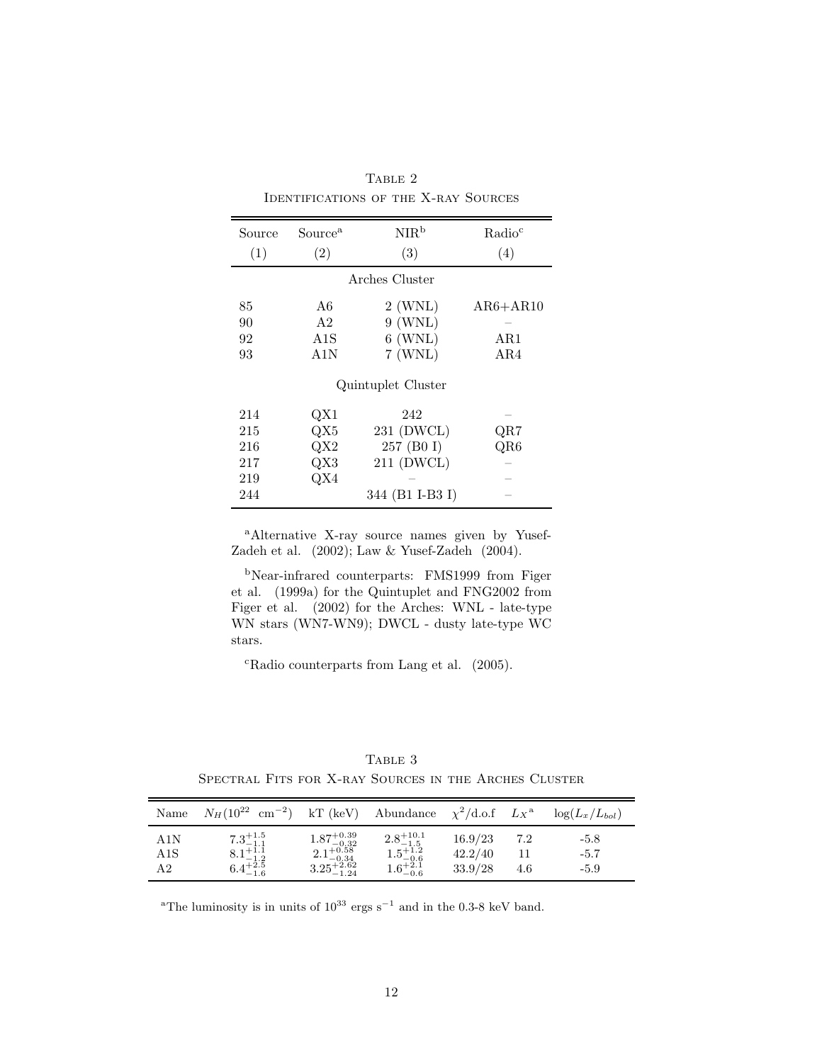Table 2
Identifications of the X-ray Sources

| Source (1) | Source[a] (2) | NIR[b] (3) | Radio[c] (4) |
|---|---|---|---|
| | | Arches Cluster | |
| 85 | A6 | 2 (WNL) | AR6+AR10 |
| 90 | A2 | 9 (WNL) | – |
| 92 | A1S | 6 (WNL) | AR1 |
| 93 | A1N | 7 (WNL) | AR4 |
| | | Quintuplet Cluster | |
| 214 | QX1 | 242 | – |
| 215 | QX5 | 231 (DWCL) | QR7 |
| 216 | QX2 | 257 (B0 I) | QR6 |
| 217 | QX3 | 211 (DWCL) | – |
| 219 | QX4 | – | – |
| 244 | | 344 (B1 I-B3 I) | – |

[a]Alternative X-ray source names given by Yusef-Zadeh et al. (2002); Law & Yusef-Zadeh (2004).

[b]Near-infrared counterparts: FMS1999 from Figer et al. (1999a) for the Quintuplet and FNG2002 from Figer et al. (2002) for the Arches: WNL - late-type WN stars (WN7-WN9); DWCL - dusty late-type WC stars.

[c]Radio counterparts from Lang et al. (2005).

Table 3
Spectral Fits for X-ray Sources in the Arches Cluster

| Name | $N_H (10^{22}\ \mathrm{cm}^{-2})$ | kT (keV) | Abundance | $\chi^2$/d.o.f | $L_X$[a] | $\log(L_x/L_{bol})$ |
|---|---|---|---|---|---|---|
| A1N | $7.3^{+1.5}_{-1.1}$ | $1.87^{+0.39}_{-0.32}$ | $2.8^{+10.1}_{-1.5}$ | 16.9/23 | 7.2 | -5.8 |
| A1S | $8.1^{+1.1}_{-1.2}$ | $2.1^{+0.58}_{-0.34}$ | $1.5^{+1.2}_{-0.6}$ | 42.2/40 | 11 | -5.7 |
| A2 | $6.4^{+2.5}_{-1.6}$ | $3.25^{+2.62}_{-1.24}$ | $1.6^{+2.1}_{-0.6}$ | 33.9/28 | 4.6 | -5.9 |

[a]The luminosity is in units of $10^{33}$ ergs s$^{-1}$ and in the 0.3-8 keV band.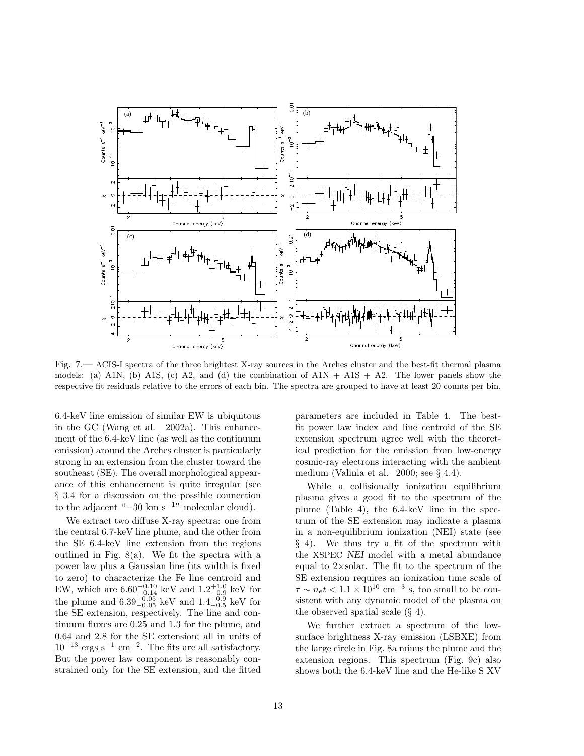Fig. 7.— ACIS-I spectra of the three brightest X-ray sources in the Arches cluster and the best-fit thermal plasma models: (a) A1N, (b) A1S, (c) A2, and (d) the combination of A1N + A1S + A2. The lower panels show the respective fit residuals relative to the errors of each bin. The spectra are grouped to have at least 20 counts per bin.

6.4-keV line emission of similar EW is ubiquitous in the GC (Wang et al. 2002a). This enhancement of the 6.4-keV line (as well as the continuum emission) around the Arches cluster is particularly strong in an extension from the cluster toward the southeast (SE). The overall morphological appearance of this enhancement is quite irregular (see § 3.4 for a discussion on the possible connection to the adjacent "$-30$ km s$^{-1}$" molecular cloud).

We extract two diffuse X-ray spectra: one from the central 6.7-keV line plume, and the other from the SE 6.4-keV line extension from the regions outlined in Fig. 8(a). We fit the spectra with a power law plus a Gaussian line (its width is fixed to zero) to characterize the Fe line centroid and EW, which are $6.60^{+0.10}_{-0.14}$ keV and $1.2^{+1.0}_{-0.9}$ keV for the plume and $6.39^{+0.05}_{-0.05}$ keV and $1.4^{+0.9}_{-0.5}$ keV for the SE extension, respectively. The line and continuum fluxes are 0.25 and 1.3 for the plume, and 0.64 and 2.8 for the SE extension; all in units of $10^{-13}$ ergs s$^{-1}$ cm$^{-2}$. The fits are all satisfactory. But the power law component is reasonably constrained only for the SE extension, and the fitted parameters are included in Table 4. The best-fit power law index and line centroid of the SE extension spectrum agree well with the theoretical prediction for the emission from low-energy cosmic-ray electrons interacting with the ambient medium (Valinia et al. 2000; see § 4.4).

While a collisionally ionization equilibrium plasma gives a good fit to the spectrum of the plume (Table 4), the 6.4-keV line in the spectrum of the SE extension may indicate a plasma in a non-equilibrium ionization (NEI) state (see § 4). We thus try a fit of the spectrum with the XSPEC *NEI* model with a metal abundance equal to 2×solar. The fit to the spectrum of the SE extension requires an ionization time scale of $\tau \sim n_e t < 1.1 \times 10^{10}$ cm$^{-3}$ s, too small to be consistent with any dynamic model of the plasma on the observed spatial scale (§ 4).

We further extract a spectrum of the low-surface brightness X-ray emission (LSBXE) from the large circle in Fig. 8a minus the plume and the extension regions. This spectrum (Fig. 9c) also shows both the 6.4-keV line and the He-like S XV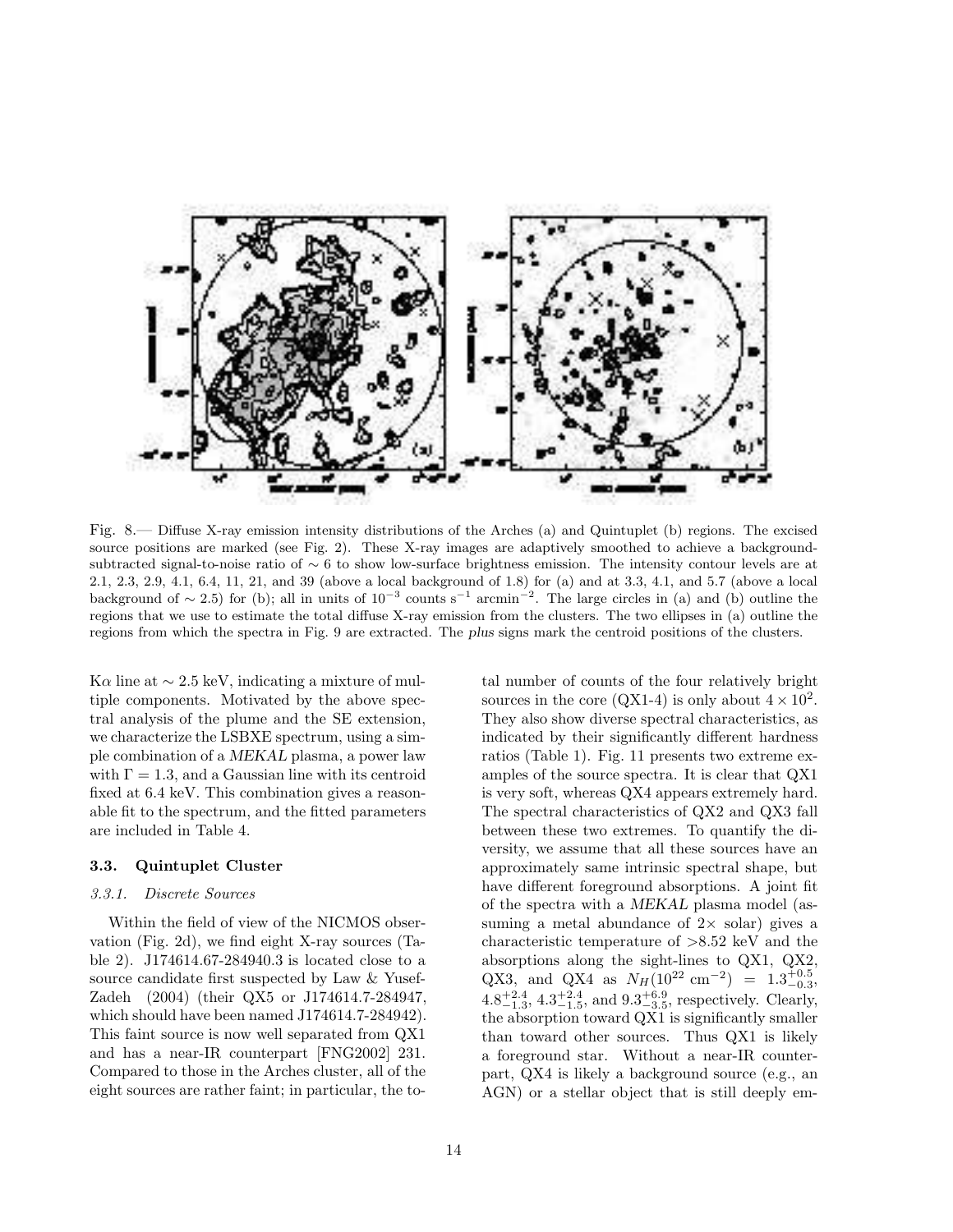Fig. 8.— Diffuse X-ray emission intensity distributions of the Arches (a) and Quintuplet (b) regions. The excised source positions are marked (see Fig. 2). These X-ray images are adaptively smoothed to achieve a background-subtracted signal-to-noise ratio of $\sim 6$ to show low-surface brightness emission. The intensity contour levels are at 2.1, 2.3, 2.9, 4.1, 6.4, 11, 21, and 39 (above a local background of 1.8) for (a) and at 3.3, 4.1, and 5.7 (above a local background of $\sim 2.5$) for (b); all in units of $10^{-3}$ counts s$^{-1}$ arcmin$^{-2}$. The large circles in (a) and (b) outline the regions that we use to estimate the total diffuse X-ray emission from the clusters. The two ellipses in (a) outline the regions from which the spectra in Fig. 9 are extracted. The *plus* signs mark the centroid positions of the clusters.

K$\alpha$ line at $\sim 2.5$ keV, indicating a mixture of multiple components. Motivated by the above spectral analysis of the plume and the SE extension, we characterize the LSBXE spectrum, using a simple combination of a *MEKAL* plasma, a power law with $\Gamma = 1.3$, and a Gaussian line with its centroid fixed at 6.4 keV. This combination gives a reasonable fit to the spectrum, and the fitted parameters are included in Table 4.

### 3.3. Quintuplet Cluster

#### 3.3.1. Discrete Sources

Within the field of view of the NICMOS observation (Fig. 2d), we find eight X-ray sources (Table 2). J174614.67-284940.3 is located close to a source candidate first suspected by Law & Yusef-Zadeh (2004) (their QX5 or J174614.7-284947, which should have been named J174614.7-284942). This faint source is now well separated from QX1 and has a near-IR counterpart [FNG2002] 231. Compared to those in the Arches cluster, all of the eight sources are rather faint; in particular, the total number of counts of the four relatively bright sources in the core (QX1-4) is only about $4 \times 10^2$. They also show diverse spectral characteristics, as indicated by their significantly different hardness ratios (Table 1). Fig. 11 presents two extreme examples of the source spectra. It is clear that QX1 is very soft, whereas QX4 appears extremely hard. The spectral characteristics of QX2 and QX3 fall between these two extremes. To quantify the diversity, we assume that all these sources have an approximately same intrinsic spectral shape, but have different foreground absorptions. A joint fit of the spectra with a *MEKAL* plasma model (assuming a metal abundance of 2× solar) gives a characteristic temperature of >8.52 keV and the absorptions along the sight-lines to QX1, QX2, QX3, and QX4 as $N_H(10^{22}\ \mathrm{cm}^{-2}) = 1.3^{+0.5}_{-0.3}$, $4.8^{+2.4}_{-1.3}$, $4.3^{+2.4}_{-1.5}$, and $9.3^{+6.9}_{-3.5}$, respectively. Clearly, the absorption toward QX1 is significantly smaller than toward other sources. Thus QX1 is likely a foreground star. Without a near-IR counterpart, QX4 is likely a background source (e.g., an AGN) or a stellar object that is still deeply em-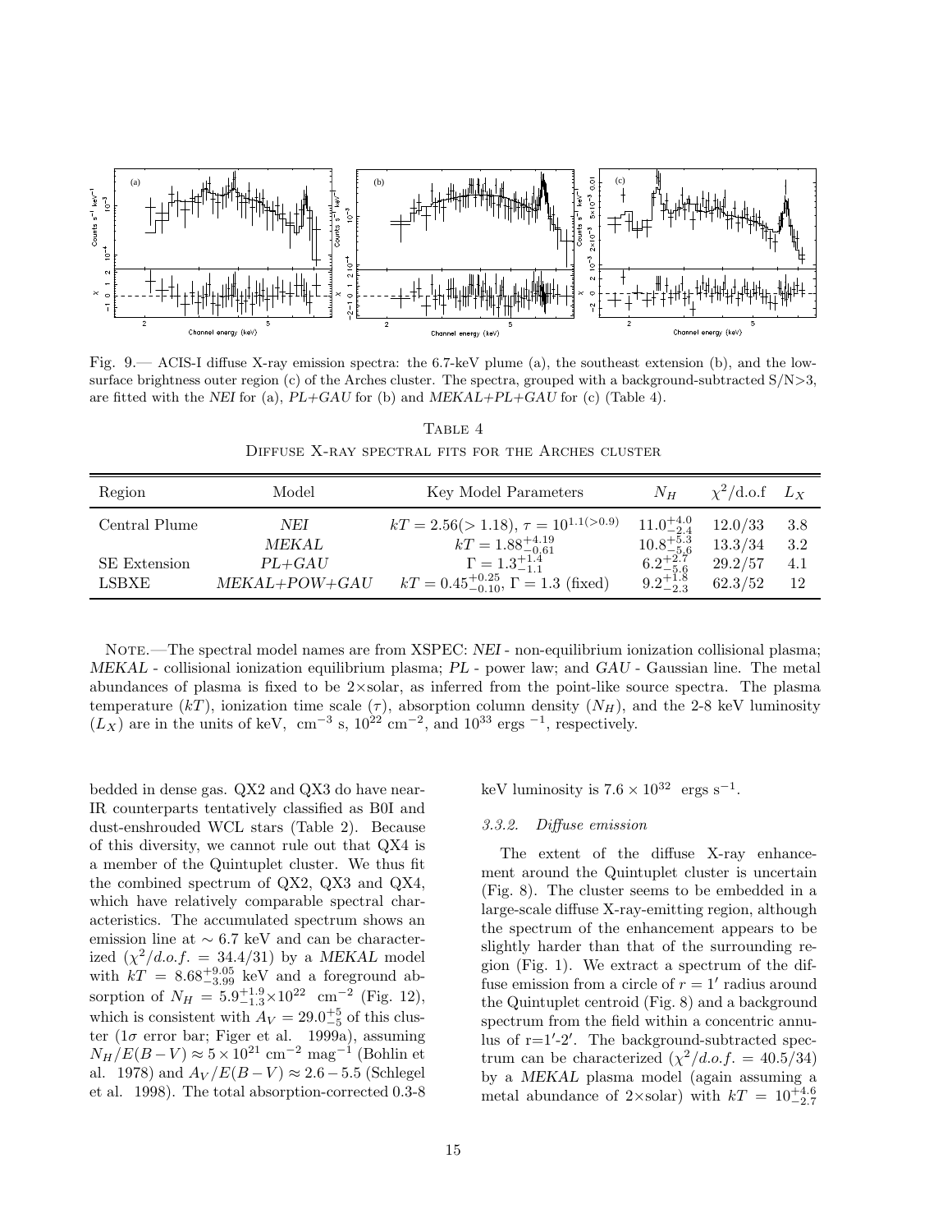Fig. 9.— ACIS-I diffuse X-ray emission spectra: the 6.7-keV plume (a), the southeast extension (b), and the low-surface brightness outer region (c) of the Arches cluster. The spectra, grouped with a background-subtracted S/N>3, are fitted with the *NEI* for (a), *PL+GAU* for (b) and *MEKAL+PL+GAU* for (c) (Table 4).

Table 4
Diffuse X-ray spectral fits for the Arches cluster

| Region | Model | Key Model Parameters | $N_H$ | $\chi^2$/d.o.f | $L_X$ |
|---|---|---|---|---|---|
| Central Plume | *NEI* | $kT = 2.56 (> 1.18)$, $\tau = 10^{1.1 (>0.9)}$ | $11.0^{+4.0}_{-2.4}$ | 12.0/33 | 3.8 |
| | *MEKAL* | $kT = 1.88^{+4.19}_{-0.61}$ | $10.8^{+5.3}_{-5.6}$ | 13.3/34 | 3.2 |
| SE Extension | *PL+GAU* | $\Gamma = 1.3^{+1.4}_{-1.1}$ | $6.2^{+2.7}_{-5.6}$ | 29.2/57 | 4.1 |
| LSBXE | *MEKAL+POW+GAU* | $kT = 0.45^{+0.25}_{-0.10}$, $\Gamma = 1.3$ (fixed) | $9.2^{+1.8}_{-2.3}$ | 62.3/52 | 12 |

Note.—The spectral model names are from XSPEC: *NEI* - non-equilibrium ionization collisional plasma; *MEKAL* - collisional ionization equilibrium plasma; *PL* - power law; and *GAU* - Gaussian line. The metal abundances of plasma is fixed to be 2×solar, as inferred from the point-like source spectra. The plasma temperature ($kT$), ionization time scale ($\tau$), absorption column density ($N_H$), and the 2-8 keV luminosity ($L_X$) are in the units of keV, $\mathrm{cm}^{-3}$ s, $10^{22}$ $\mathrm{cm}^{-2}$, and $10^{33}$ ergs $^{-1}$, respectively.

bedded in dense gas. QX2 and QX3 do have near-IR counterparts tentatively classified as B0I and dust-enshrouded WCL stars (Table 2). Because of this diversity, we cannot rule out that QX4 is a member of the Quintuplet cluster. We thus fit the combined spectrum of QX2, QX3 and QX4, which have relatively comparable spectral characteristics. The accumulated spectrum shows an emission line at $\sim 6.7$ keV and can be characterized ($\chi^2/d.o.f. = 34.4/31$) by a *MEKAL* model with $kT = 8.68^{+9.05}_{-3.99}$ keV and a foreground absorption of $N_H = 5.9^{+1.9}_{-1.3} \times 10^{22}$ $\mathrm{cm}^{-2}$ (Fig. 12), which is consistent with $A_V = 29.0^{+5}_{-5}$ of this cluster (1$\sigma$ error bar; Figer et al. 1999a), assuming $N_H/E(B-V) \approx 5 \times 10^{21}$ $\mathrm{cm}^{-2}$ $\mathrm{mag}^{-1}$ (Bohlin et al. 1978) and $A_V/E(B-V) \approx 2.6-5.5$ (Schlegel et al. 1998). The total absorption-corrected 0.3-8 keV luminosity is $7.6 \times 10^{32}$ ergs $\mathrm{s}^{-1}$.

#### 3.3.2. *Diffuse emission*

The extent of the diffuse X-ray enhancement around the Quintuplet cluster is uncertain (Fig. 8). The cluster seems to be embedded in a large-scale diffuse X-ray-emitting region, although the spectrum of the enhancement appears to be slightly harder than that of the surrounding region (Fig. 1). We extract a spectrum of the diffuse emission from a circle of $r = 1'$ radius around the Quintuplet centroid (Fig. 8) and a background spectrum from the field within a concentric annulus of r=1′-2′. The background-subtracted spectrum can be characterized ($\chi^2/d.o.f. = 40.5/34$) by a *MEKAL* plasma model (again assuming a metal abundance of 2×solar) with $kT = 10^{+4.6}_{-2.7}$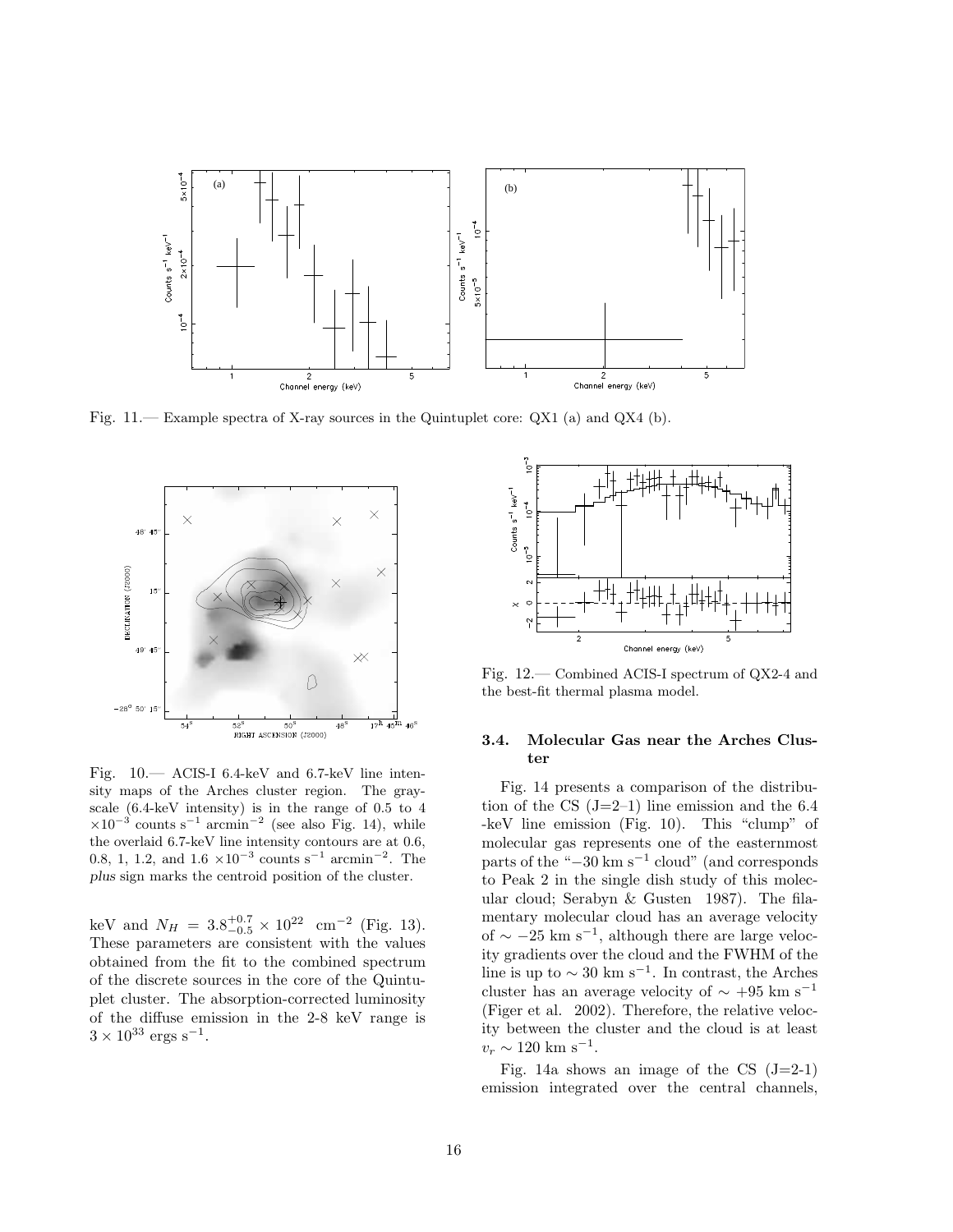Fig. 11.— Example spectra of X-ray sources in the Quintuplet core: QX1 (a) and QX4 (b).

Fig. 10.— ACIS-I 6.4-keV and 6.7-keV line intensity maps of the Arches cluster region. The grayscale (6.4-keV intensity) is in the range of 0.5 to 4 $\times 10^{-3}$ counts s$^{-1}$ arcmin$^{-2}$ (see also Fig. 14), while the overlaid 6.7-keV line intensity contours are at 0.6, 0.8, 1, 1.2, and 1.6 $\times 10^{-3}$ counts s$^{-1}$ arcmin$^{-2}$. The *plus* sign marks the centroid position of the cluster.

keV and $N_H = 3.8^{+0.7}_{-0.5} \times 10^{22}$ cm$^{-2}$ (Fig. 13). These parameters are consistent with the values obtained from the fit to the combined spectrum of the discrete sources in the core of the Quintuplet cluster. The absorption-corrected luminosity of the diffuse emission in the 2-8 keV range is $3 \times 10^{33}$ ergs s$^{-1}$.

Fig. 12.— Combined ACIS-I spectrum of QX2-4 and the best-fit thermal plasma model.

### 3.4. Molecular Gas near the Arches Cluster

Fig. 14 presents a comparison of the distribution of the CS (J=2–1) line emission and the 6.4 -keV line emission (Fig. 10). This "clump" of molecular gas represents one of the easternmost parts of the "$-30$ km s$^{-1}$ cloud" (and corresponds to Peak 2 in the single dish study of this molecular cloud; Serabyn & Gusten 1987). The filamentary molecular cloud has an average velocity of $\sim -25$ km s$^{-1}$, although there are large velocity gradients over the cloud and the FWHM of the line is up to $\sim 30$ km s$^{-1}$. In contrast, the Arches cluster has an average velocity of $\sim +95$ km s$^{-1}$ (Figer et al. 2002). Therefore, the relative velocity between the cluster and the cloud is at least $v_r \sim 120$ km s$^{-1}$.

Fig. 14a shows an image of the CS (J=2-1) emission integrated over the central channels,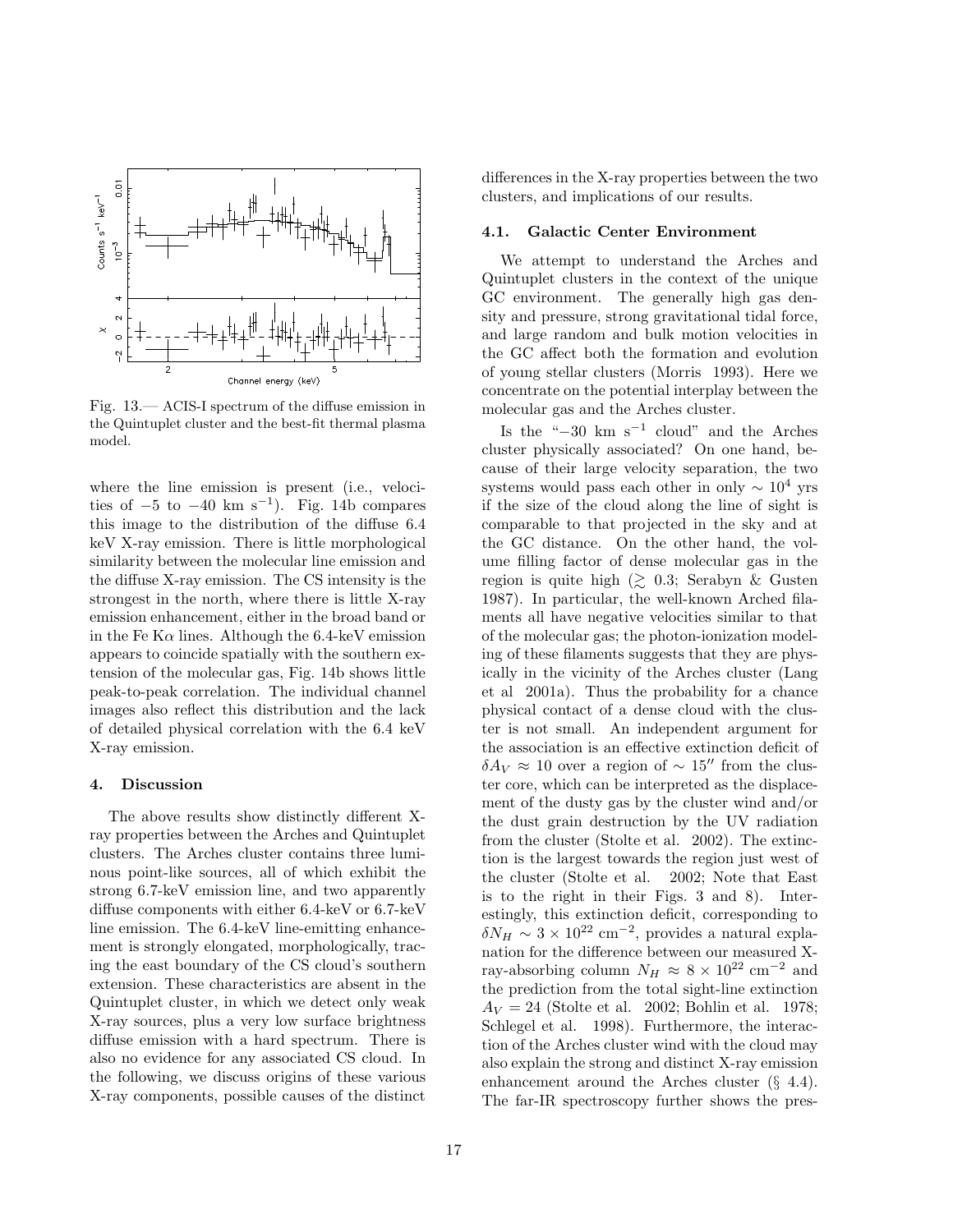Fig. 13.— ACIS-I spectrum of the diffuse emission in the Quintuplet cluster and the best-fit thermal plasma model.

where the line emission is present (i.e., velocities of $-5$ to $-40$ km s$^{-1}$). Fig. 14b compares this image to the distribution of the diffuse 6.4 keV X-ray emission. There is little morphological similarity between the molecular line emission and the diffuse X-ray emission. The CS intensity is the strongest in the north, where there is little X-ray emission enhancement, either in the broad band or in the Fe K$\alpha$ lines. Although the 6.4-keV emission appears to coincide spatially with the southern extension of the molecular gas, Fig. 14b shows little peak-to-peak correlation. The individual channel images also reflect this distribution and the lack of detailed physical correlation with the 6.4 keV X-ray emission.

## 4. Discussion

The above results show distinctly different X-ray properties between the Arches and Quintuplet clusters. The Arches cluster contains three luminous point-like sources, all of which exhibit the strong 6.7-keV emission line, and two apparently diffuse components with either 6.4-keV or 6.7-keV line emission. The 6.4-keV line-emitting enhancement is strongly elongated, morphologically, tracing the east boundary of the CS cloud's southern extension. These characteristics are absent in the Quintuplet cluster, in which we detect only weak X-ray sources, plus a very low surface brightness diffuse emission with a hard spectrum. There is also no evidence for any associated CS cloud. In the following, we discuss origins of these various X-ray components, possible causes of the distinct differences in the X-ray properties between the two clusters, and implications of our results.

### 4.1. Galactic Center Environment

We attempt to understand the Arches and Quintuplet clusters in the context of the unique GC environment. The generally high gas density and pressure, strong gravitational tidal force, and large random and bulk motion velocities in the GC affect both the formation and evolution of young stellar clusters (Morris 1993). Here we concentrate on the potential interplay between the molecular gas and the Arches cluster.

Is the "$-30$ km s$^{-1}$ cloud" and the Arches cluster physically associated? On one hand, because of their large velocity separation, the two systems would pass each other in only $\sim 10^4$ yrs if the size of the cloud along the line of sight is comparable to that projected in the sky and at the GC distance. On the other hand, the volume filling factor of dense molecular gas in the region is quite high ($\gtrsim 0.3$; Serabyn & Gusten 1987). In particular, the well-known Arched filaments all have negative velocities similar to that of the molecular gas; the photon-ionization modeling of these filaments suggests that they are physically in the vicinity of the Arches cluster (Lang et al 2001a). Thus the probability for a chance physical contact of a dense cloud with the cluster is not small. An independent argument for the association is an effective extinction deficit of $\delta A_V \approx 10$ over a region of $\sim 15''$ from the cluster core, which can be interpreted as the displacement of the dusty gas by the cluster wind and/or the dust grain destruction by the UV radiation from the cluster (Stolte et al. 2002). The extinction is the largest towards the region just west of the cluster (Stolte et al. 2002; Note that East is to the right in their Figs. 3 and 8). Interestingly, this extinction deficit, corresponding to $\delta N_H \sim 3 \times 10^{22}$ cm$^{-2}$, provides a natural explanation for the difference between our measured X-ray-absorbing column $N_H \approx 8 \times 10^{22}$ cm$^{-2}$ and the prediction from the total sight-line extinction $A_V = 24$ (Stolte et al. 2002; Bohlin et al. 1978; Schlegel et al. 1998). Furthermore, the interaction of the Arches cluster wind with the cloud may also explain the strong and distinct X-ray emission enhancement around the Arches cluster (§ 4.4). The far-IR spectroscopy further shows the pres-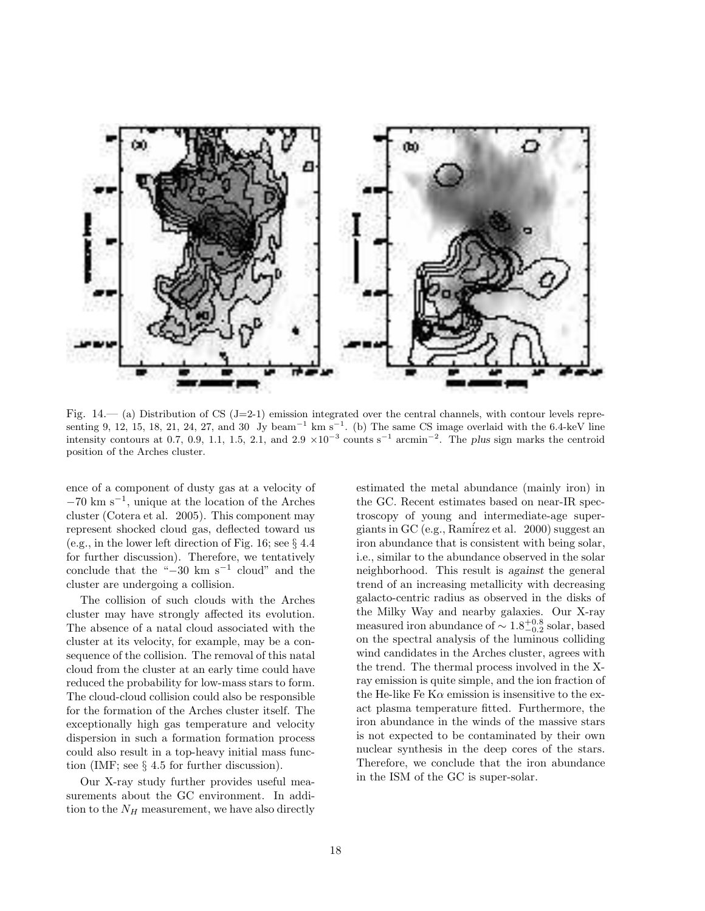Fig. 14.— (a) Distribution of CS (J=2-1) emission integrated over the central channels, with contour levels representing 9, 12, 15, 18, 21, 24, 27, and 30 Jy beam$^{-1}$ km s$^{-1}$. (b) The same CS image overlaid with the 6.4-keV line intensity contours at 0.7, 0.9, 1.1, 1.5, 2.1, and 2.9 $\times10^{-3}$ counts s$^{-1}$ arcmin$^{-2}$. The *plus* sign marks the centroid position of the Arches cluster.

ence of a component of dusty gas at a velocity of $-70$ km s$^{-1}$, unique at the location of the Arches cluster (Cotera et al. 2005). This component may represent shocked cloud gas, deflected toward us (e.g., in the lower left direction of Fig. 16; see § 4.4 for further discussion). Therefore, we tentatively conclude that the "$-30$ km s$^{-1}$ cloud" and the cluster are undergoing a collision.

The collision of such clouds with the Arches cluster may have strongly affected its evolution. The absence of a natal cloud associated with the cluster at its velocity, for example, may be a consequence of the collision. The removal of this natal cloud from the cluster at an early time could have reduced the probability for low-mass stars to form. The cloud-cloud collision could also be responsible for the formation of the Arches cluster itself. The exceptionally high gas temperature and velocity dispersion in such a formation formation process could also result in a top-heavy initial mass function (IMF; see § 4.5 for further discussion).

Our X-ray study further provides useful measurements about the GC environment. In addition to the $N_H$ measurement, we have also directly estimated the metal abundance (mainly iron) in the GC. Recent estimates based on near-IR spectroscopy of young and intermediate-age supergiants in GC (e.g., Ramírez et al. 2000) suggest an iron abundance that is consistent with being solar, i.e., similar to the abundance observed in the solar neighborhood. This result is *against* the general trend of an increasing metallicity with decreasing galacto-centric radius as observed in the disks of the Milky Way and nearby galaxies. Our X-ray measured iron abundance of $\sim 1.8^{+0.8}_{-0.2}$ solar, based on the spectral analysis of the luminous colliding wind candidates in the Arches cluster, agrees with the trend. The thermal process involved in the X-ray emission is quite simple, and the ion fraction of the He-like Fe K$\alpha$ emission is insensitive to the exact plasma temperature fitted. Furthermore, the iron abundance in the winds of the massive stars is not expected to be contaminated by their own nuclear synthesis in the deep cores of the stars. Therefore, we conclude that the iron abundance in the ISM of the GC is super-solar.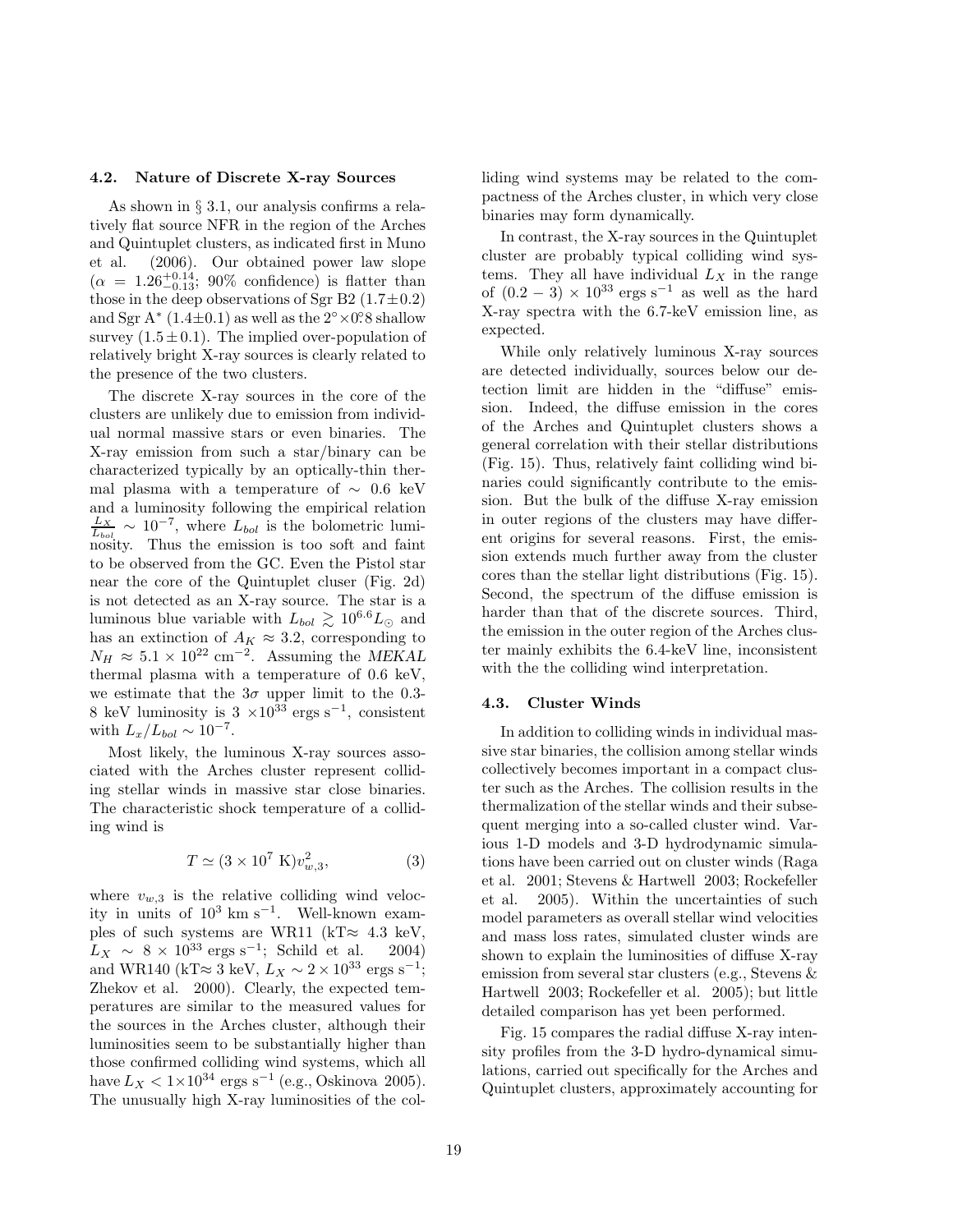### 4.2. Nature of Discrete X-ray Sources

As shown in § 3.1, our analysis confirms a relatively flat source NFR in the region of the Arches and Quintuplet clusters, as indicated first in Muno et al. (2006). Our obtained power law slope ($\alpha = 1.26^{+0.14}_{-0.13}$; 90% confidence) is flatter than those in the deep observations of Sgr B2 ($1.7 \pm 0.2$) and Sgr A* ($1.4 \pm 0.1$) as well as the $2^\circ \times 0.^\circ 8$ shallow survey ($1.5 \pm 0.1$). The implied over-population of relatively bright X-ray sources is clearly related to the presence of the two clusters.

The discrete X-ray sources in the core of the clusters are unlikely due to emission from individual normal massive stars or even binaries. The X-ray emission from such a star/binary can be characterized typically by an optically-thin thermal plasma with a temperature of $\sim 0.6$ keV and a luminosity following the empirical relation $\frac{L_X}{L_{bol}} \sim 10^{-7}$, where $L_{bol}$ is the bolometric luminosity. Thus the emission is too soft and faint to be observed from the GC. Even the Pistol star near the core of the Quintuplet cluser (Fig. 2d) is not detected as an X-ray source. The star is a luminous blue variable with $L_{bol} \gtrsim 10^{6.6} L_\odot$ and has an extinction of $A_K \approx 3.2$, corresponding to $N_H \approx 5.1 \times 10^{22}$ cm$^{-2}$. Assuming the *MEKAL* thermal plasma with a temperature of 0.6 keV, we estimate that the $3\sigma$ upper limit to the 0.3-8 keV luminosity is $3 \times 10^{33}$ ergs s$^{-1}$, consistent with $L_x/L_{bol} \sim 10^{-7}$.

Most likely, the luminous X-ray sources associated with the Arches cluster represent colliding stellar winds in massive star close binaries. The characteristic shock temperature of a colliding wind is

$$T \simeq (3 \times 10^7 \text{ K}) v_{w,3}^2, \tag{3}$$

where $v_{w,3}$ is the relative colliding wind velocity in units of $10^3$ km s$^{-1}$. Well-known examples of such systems are WR11 (kT$\approx$ 4.3 keV, $L_X \sim 8 \times 10^{33}$ ergs s$^{-1}$; Schild et al. 2004) and WR140 (kT$\approx$ 3 keV, $L_X \sim 2 \times 10^{33}$ ergs s$^{-1}$; Zhekov et al. 2000). Clearly, the expected temperatures are similar to the measured values for the sources in the Arches cluster, although their luminosities seem to be substantially higher than those confirmed colliding wind systems, which all have $L_X < 1 \times 10^{34}$ ergs s$^{-1}$ (e.g., Oskinova 2005). The unusually high X-ray luminosities of the colliding wind systems may be related to the compactness of the Arches cluster, in which very close binaries may form dynamically.

In contrast, the X-ray sources in the Quintuplet cluster are probably typical colliding wind systems. They all have individual $L_X$ in the range of $(0.2 - 3) \times 10^{33}$ ergs s$^{-1}$ as well as the hard X-ray spectra with the 6.7-keV emission line, as expected.

While only relatively luminous X-ray sources are detected individually, sources below our detection limit are hidden in the "diffuse" emission. Indeed, the diffuse emission in the cores of the Arches and Quintuplet clusters shows a general correlation with their stellar distributions (Fig. 15). Thus, relatively faint colliding wind binaries could significantly contribute to the emission. But the bulk of the diffuse X-ray emission in outer regions of the clusters may have different origins for several reasons. First, the emission extends much further away from the cluster cores than the stellar light distributions (Fig. 15). Second, the spectrum of the diffuse emission is harder than that of the discrete sources. Third, the emission in the outer region of the Arches cluster mainly exhibits the 6.4-keV line, inconsistent with the the colliding wind interpretation.

### 4.3. Cluster Winds

In addition to colliding winds in individual massive star binaries, the collision among stellar winds collectively becomes important in a compact cluster such as the Arches. The collision results in the thermalization of the stellar winds and their subsequent merging into a so-called cluster wind. Various 1-D models and 3-D hydrodynamic simulations have been carried out on cluster winds (Raga et al. 2001; Stevens & Hartwell 2003; Rockefeller et al. 2005). Within the uncertainties of such model parameters as overall stellar wind velocities and mass loss rates, simulated cluster winds are shown to explain the luminosities of diffuse X-ray emission from several star clusters (e.g., Stevens & Hartwell 2003; Rockefeller et al. 2005); but little detailed comparison has yet been performed.

Fig. 15 compares the radial diffuse X-ray intensity profiles from the 3-D hydro-dynamical simulations, carried out specifically for the Arches and Quintuplet clusters, approximately accounting for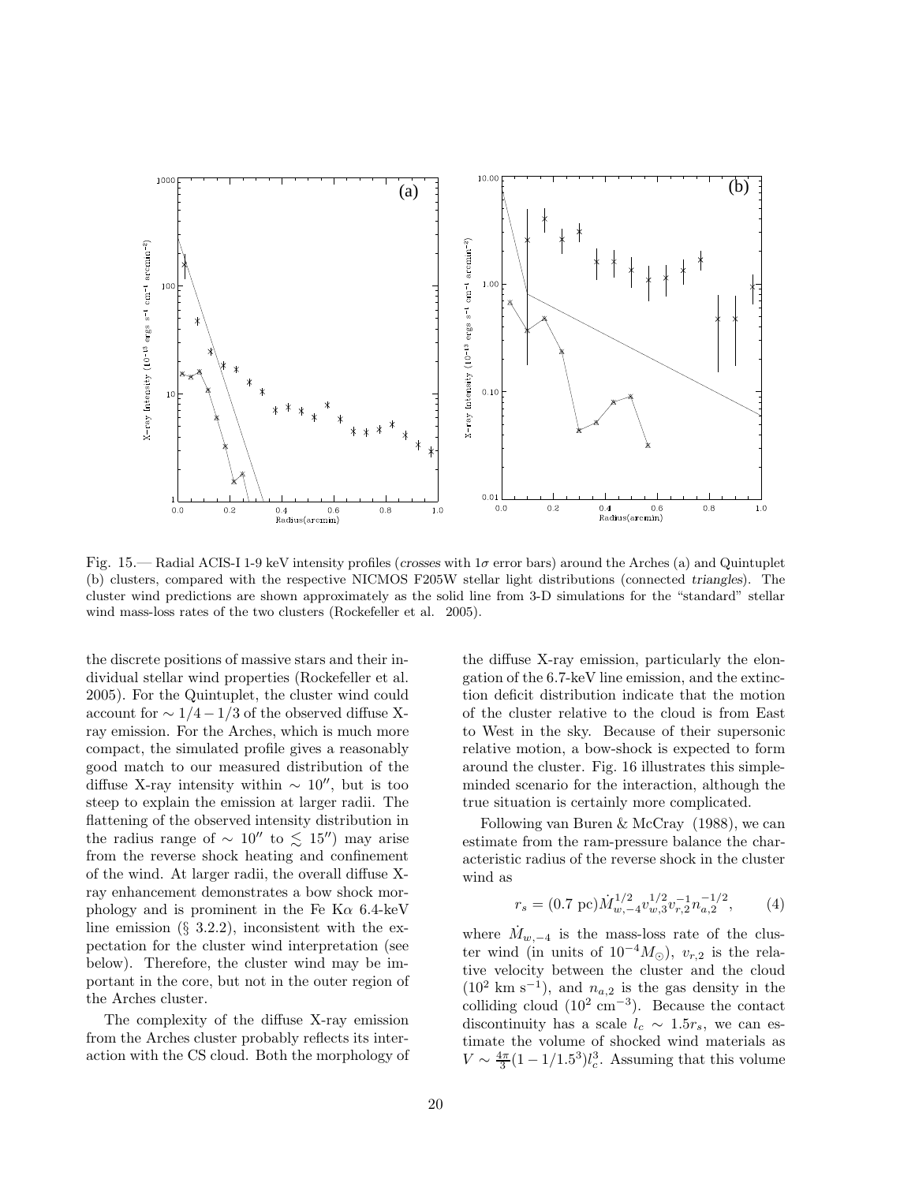Fig. 15.— Radial ACIS-I 1-9 keV intensity profiles (*crosses* with $1\sigma$ error bars) around the Arches (a) and Quintuplet (b) clusters, compared with the respective NICMOS F205W stellar light distributions (connected *triangles*). The cluster wind predictions are shown approximately as the solid line from 3-D simulations for the "standard" stellar wind mass-loss rates of the two clusters (Rockefeller et al. 2005).

the discrete positions of massive stars and their individual stellar wind properties (Rockefeller et al. 2005). For the Quintuplet, the cluster wind could account for $\sim 1/4 - 1/3$ of the observed diffuse X-ray emission. For the Arches, which is much more compact, the simulated profile gives a reasonably good match to our measured distribution of the diffuse X-ray intensity within $\sim 10''$, but is too steep to explain the emission at larger radii. The flattening of the observed intensity distribution in the radius range of $\sim 10''$ to $\lesssim 15''$) may arise from the reverse shock heating and confinement of the wind. At larger radii, the overall diffuse X-ray enhancement demonstrates a bow shock morphology and is prominent in the Fe K$\alpha$ 6.4-keV line emission (§ 3.2.2), inconsistent with the expectation for the cluster wind interpretation (see below). Therefore, the cluster wind may be important in the core, but not in the outer region of the Arches cluster.

The complexity of the diffuse X-ray emission from the Arches cluster probably reflects its interaction with the CS cloud. Both the morphology of the diffuse X-ray emission, particularly the elongation of the 6.7-keV line emission, and the extinction deficit distribution indicate that the motion of the cluster relative to the cloud is from East to West in the sky. Because of their supersonic relative motion, a bow-shock is expected to form around the cluster. Fig. 16 illustrates this simple-minded scenario for the interaction, although the true situation is certainly more complicated.

Following van Buren & McCray (1988), we can estimate from the ram-pressure balance the characteristic radius of the reverse shock in the cluster wind as

$$r_s = (0.7 \text{ pc}) \dot{M}_{w,-4}^{1/2} v_{w,3}^{1/2} v_{r,2}^{-1} n_{a,2}^{-1/2}, \qquad (4)$$

where $\dot{M}_{w,-4}$ is the mass-loss rate of the cluster wind (in units of $10^{-4} M_{\odot}$), $v_{r,2}$ is the relative velocity between the cluster and the cloud ($10^2$ km s$^{-1}$), and $n_{a,2}$ is the gas density in the colliding cloud ($10^2$ cm$^{-3}$). Because the contact discontinuity has a scale $l_c \sim 1.5 r_s$, we can estimate the volume of shocked wind materials as $V \sim \frac{4\pi}{3}(1 - 1/1.5^3) l_c^3$. Assuming that this volume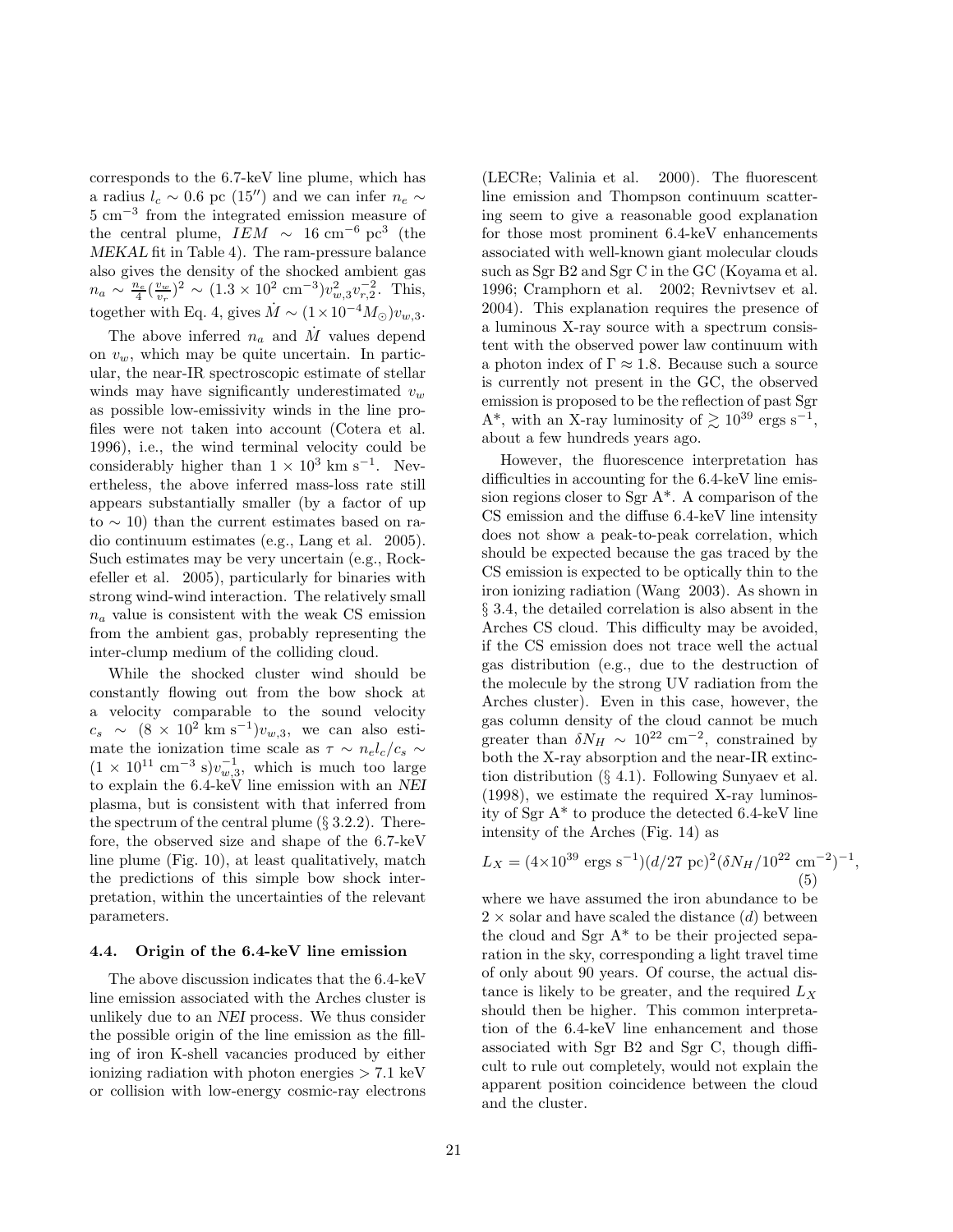corresponds to the 6.7-keV line plume, which has a radius $l_c \sim 0.6$ pc ($15''$) and we can infer $n_e \sim 5$ cm$^{-3}$ from the integrated emission measure of the central plume, $IEM \sim 16$ cm$^{-6}$ pc$^3$ (the *MEKAL* fit in Table 4). The ram-pressure balance also gives the density of the shocked ambient gas $n_a \sim \frac{n_e}{4}(\frac{v_w}{v_r})^2 \sim (1.3 \times 10^2 \text{ cm}^{-3}) v_{w,3}^2 v_{r,2}^{-2}$. This, together with Eq. 4, gives $\dot{M} \sim (1 \times 10^{-4} M_{\odot}) v_{w,3}$.

The above inferred $n_a$ and $\dot{M}$ values depend on $v_w$, which may be quite uncertain. In particular, the near-IR spectroscopic estimate of stellar winds may have significantly underestimated $v_w$ as possible low-emissivity winds in the line profiles were not taken into account (Cotera et al. 1996), i.e., the wind terminal velocity could be considerably higher than $1 \times 10^3$ km s$^{-1}$. Nevertheless, the above inferred mass-loss rate still appears substantially smaller (by a factor of up to $\sim 10$) than the current estimates based on radio continuum estimates (e.g., Lang et al. 2005). Such estimates may be very uncertain (e.g., Rockefeller et al. 2005), particularly for binaries with strong wind-wind interaction. The relatively small $n_a$ value is consistent with the weak CS emission from the ambient gas, probably representing the inter-clump medium of the colliding cloud.

While the shocked cluster wind should be constantly flowing out from the bow shock at a velocity comparable to the sound velocity $c_s \sim (8 \times 10^2 \text{ km s}^{-1}) v_{w,3}$, we can also estimate the ionization time scale as $\tau \sim n_e l_c / c_s \sim (1 \times 10^{11} \text{ cm}^{-3} \text{ s}) v_{w,3}^{-1}$, which is much too large to explain the 6.4-keV line emission with an *NEI* plasma, but is consistent with that inferred from the spectrum of the central plume (§ 3.2.2). Therefore, the observed size and shape of the 6.7-keV line plume (Fig. 10), at least qualitatively, match the predictions of this simple bow shock interpretation, within the uncertainties of the relevant parameters.

### 4.4. Origin of the 6.4-keV line emission

The above discussion indicates that the 6.4-keV line emission associated with the Arches cluster is unlikely due to an *NEI* process. We thus consider the possible origin of the line emission as the filling of iron K-shell vacancies produced by either ionizing radiation with photon energies $> 7.1$ keV or collision with low-energy cosmic-ray electrons (LECRe; Valinia et al. 2000). The fluorescent line emission and Thompson continuum scattering seem to give a reasonable good explanation for those most prominent 6.4-keV enhancements associated with well-known giant molecular clouds such as Sgr B2 and Sgr C in the GC (Koyama et al. 1996; Cramphorn et al. 2002; Revnivtsev et al. 2004). This explanation requires the presence of a luminous X-ray source with a spectrum consistent with the observed power law continuum with a photon index of $\Gamma \approx 1.8$. Because such a source is currently not present in the GC, the observed emission is proposed to be the reflection of past Sgr A*, with an X-ray luminosity of $\gtrsim 10^{39}$ ergs s$^{-1}$, about a few hundreds years ago.

However, the fluorescence interpretation has difficulties in accounting for the 6.4-keV line emission regions closer to Sgr A*. A comparison of the CS emission and the diffuse 6.4-keV line intensity does not show a peak-to-peak correlation, which should be expected because the gas traced by the CS emission is expected to be optically thin to the iron ionizing radiation (Wang 2003). As shown in § 3.4, the detailed correlation is also absent in the Arches CS cloud. This difficulty may be avoided, if the CS emission does not trace well the actual gas distribution (e.g., due to the destruction of the molecule by the strong UV radiation from the Arches cluster). Even in this case, however, the gas column density of the cloud cannot be much greater than $\delta N_H \sim 10^{22}$ cm$^{-2}$, constrained by both the X-ray absorption and the near-IR extinction distribution (§ 4.1). Following Sunyaev et al. (1998), we estimate the required X-ray luminosity of Sgr A* to produce the detected 6.4-keV line intensity of the Arches (Fig. 14) as

$$L_X = (4 \times 10^{39} \text{ ergs s}^{-1})(d/27 \text{ pc})^2 (\delta N_H / 10^{22} \text{ cm}^{-2})^{-1}, \quad (5)$$

where we have assumed the iron abundance to be $2 \times$ solar and have scaled the distance ($d$) between the cloud and Sgr A* to be their projected separation in the sky, corresponding a light travel time of only about 90 years. Of course, the actual distance is likely to be greater, and the required $L_X$ should then be higher. This common interpretation of the 6.4-keV line enhancement and those associated with Sgr B2 and Sgr C, though difficult to rule out completely, would not explain the apparent position coincidence between the cloud and the cluster.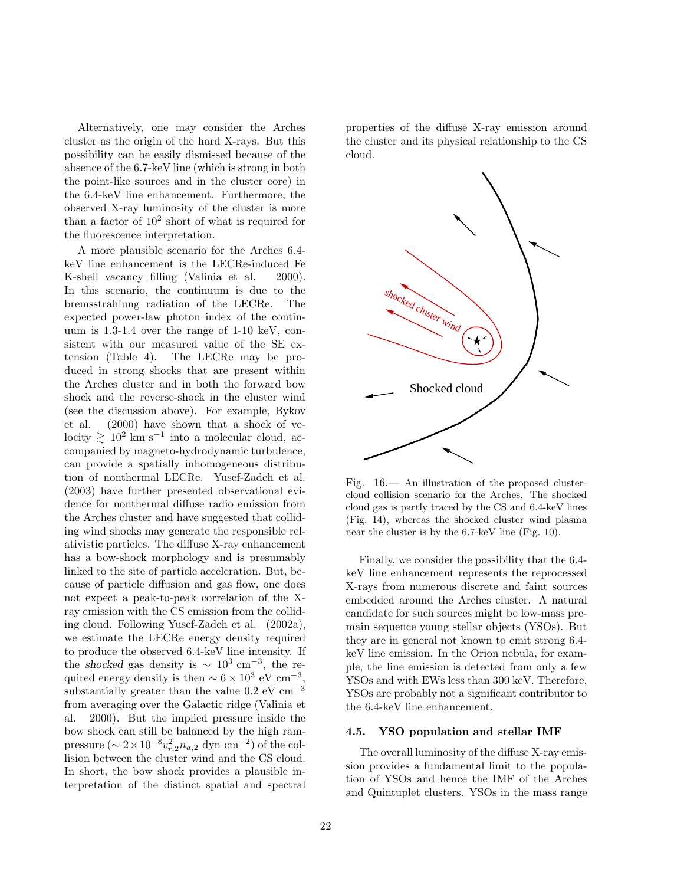Alternatively, one may consider the Arches cluster as the origin of the hard X-rays. But this possibility can be easily dismissed because of the absence of the 6.7-keV line (which is strong in both the point-like sources and in the cluster core) in the 6.4-keV line enhancement. Furthermore, the observed X-ray luminosity of the cluster is more than a factor of $10^2$ short of what is required for the fluorescence interpretation.

A more plausible scenario for the Arches 6.4-keV line enhancement is the LECRe-induced Fe K-shell vacancy filling (Valinia et al. 2000). In this scenario, the continuum is due to the bremsstrahlung radiation of the LECRe. The expected power-law photon index of the continuum is 1.3-1.4 over the range of 1-10 keV, consistent with our measured value of the SE extension (Table 4). The LECRe may be produced in strong shocks that are present within the Arches cluster and in both the forward bow shock and the reverse-shock in the cluster wind (see the discussion above). For example, Bykov et al. (2000) have shown that a shock of velocity $\gtrsim 10^2$ km s$^{-1}$ into a molecular cloud, accompanied by magneto-hydrodynamic turbulence, can provide a spatially inhomogeneous distribution of nonthermal LECRe. Yusef-Zadeh et al. (2003) have further presented observational evidence for nonthermal diffuse radio emission from the Arches cluster and have suggested that colliding wind shocks may generate the responsible relativistic particles. The diffuse X-ray enhancement has a bow-shock morphology and is presumably linked to the site of particle acceleration. But, because of particle diffusion and gas flow, one does not expect a peak-to-peak correlation of the X-ray emission with the CS emission from the colliding cloud. Following Yusef-Zadeh et al. (2002a), we estimate the LECRe energy density required to produce the observed 6.4-keV line intensity. If the *shocked* gas density is $\sim 10^3$ cm$^{-3}$, the required energy density is then $\sim 6 \times 10^3$ eV cm$^{-3}$, substantially greater than the value 0.2 eV cm$^{-3}$ from averaging over the Galactic ridge (Valinia et al. 2000). But the implied pressure inside the bow shock can still be balanced by the high ram-pressure ($\sim 2 \times 10^{-8} v_{r,2}^2 n_{a,2}$ dyn cm$^{-2}$) of the collision between the cluster wind and the CS cloud. In short, the bow shock provides a plausible interpretation of the distinct spatial and spectral properties of the diffuse X-ray emission around the cluster and its physical relationship to the CS cloud.

Fig. 16.— An illustration of the proposed cluster-cloud collision scenario for the Arches. The shocked cloud gas is partly traced by the CS and 6.4-keV lines (Fig. 14), whereas the shocked cluster wind plasma near the cluster is by the 6.7-keV line (Fig. 10).

Finally, we consider the possibility that the 6.4-keV line enhancement represents the reprocessed X-rays from numerous discrete and faint sources embedded around the Arches cluster. A natural candidate for such sources might be low-mass pre-main sequence young stellar objects (YSOs). But they are in general not known to emit strong 6.4-keV line emission. In the Orion nebula, for example, the line emission is detected from only a few YSOs and with EWs less than 300 keV. Therefore, YSOs are probably not a significant contributor to the 6.4-keV line enhancement.

### 4.5. YSO population and stellar IMF

The overall luminosity of the diffuse X-ray emission provides a fundamental limit to the population of YSOs and hence the IMF of the Arches and Quintuplet clusters. YSOs in the mass range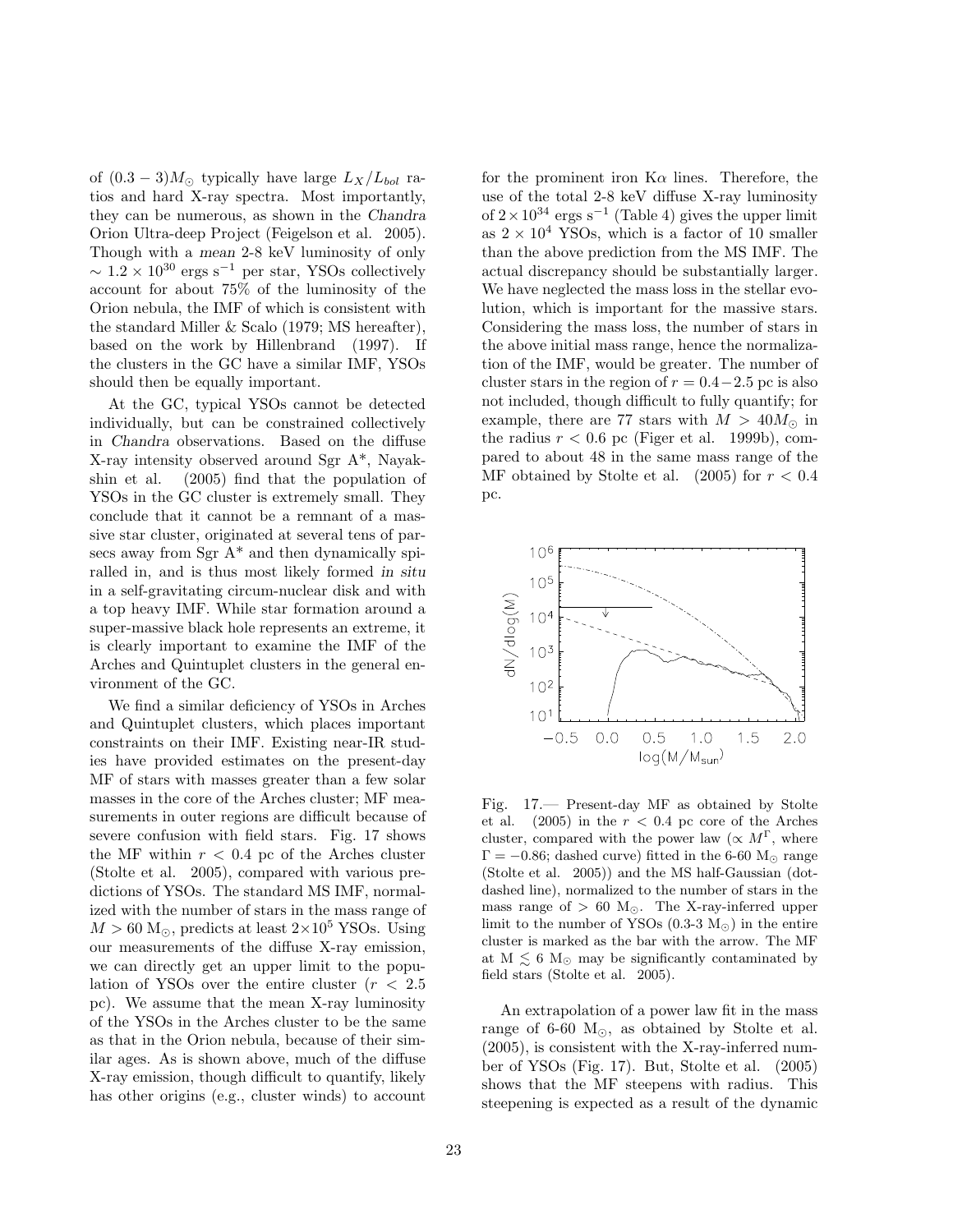of $(0.3-3)M_\odot$ typically have large $L_X/L_{bol}$ ratios and hard X-ray spectra. Most importantly, they can be numerous, as shown in the *Chandra* Orion Ultra-deep Project (Feigelson et al. 2005). Though with a *mean* 2-8 keV luminosity of only $\sim 1.2\times10^{30}$ ergs s$^{-1}$ per star, YSOs collectively account for about 75% of the luminosity of the Orion nebula, the IMF of which is consistent with the standard Miller & Scalo (1979; MS hereafter), based on the work by Hillenbrand (1997). If the clusters in the GC have a similar IMF, YSOs should then be equally important.

At the GC, typical YSOs cannot be detected individually, but can be constrained collectively in *Chandra* observations. Based on the diffuse X-ray intensity observed around Sgr A*, Nayakshin et al. (2005) find that the population of YSOs in the GC cluster is extremely small. They conclude that it cannot be a remnant of a massive star cluster, originated at several tens of parsecs away from Sgr A* and then dynamically spiralled in, and is thus most likely formed *in situ* in a self-gravitating circum-nuclear disk and with a top heavy IMF. While star formation around a super-massive black hole represents an extreme, it is clearly important to examine the IMF of the Arches and Quintuplet clusters in the general environment of the GC.

We find a similar deficiency of YSOs in Arches and Quintuplet clusters, which places important constraints on their IMF. Existing near-IR studies have provided estimates on the present-day MF of stars with masses greater than a few solar masses in the core of the Arches cluster; MF measurements in outer regions are difficult because of severe confusion with field stars. Fig. 17 shows the MF within $r < 0.4$ pc of the Arches cluster (Stolte et al. 2005), compared with various predictions of YSOs. The standard MS IMF, normalized with the number of stars in the mass range of $M > 60$ M$_\odot$, predicts at least $2\times10^5$ YSOs. Using our measurements of the diffuse X-ray emission, we can directly get an upper limit to the population of YSOs over the entire cluster ($r < 2.5$ pc). We assume that the mean X-ray luminosity of the YSOs in the Arches cluster to be the same as that in the Orion nebula, because of their similar ages. As is shown above, much of the diffuse X-ray emission, though difficult to quantify, likely has other origins (e.g., cluster winds) to account for the prominent iron K$\alpha$ lines. Therefore, the use of the total 2-8 keV diffuse X-ray luminosity of $2\times10^{34}$ ergs s$^{-1}$ (Table 4) gives the upper limit as $2\times10^4$ YSOs, which is a factor of 10 smaller than the above prediction from the MS IMF. The actual discrepancy should be substantially larger. We have neglected the mass loss in the stellar evolution, which is important for the massive stars. Considering the mass loss, the number of stars in the above initial mass range, hence the normalization of the IMF, would be greater. The number of cluster stars in the region of $r = 0.4-2.5$ pc is also not included, though difficult to fully quantify; for example, there are 77 stars with $M > 40M_\odot$ in the radius $r < 0.6$ pc (Figer et al. 1999b), compared to about 48 in the same mass range of the MF obtained by Stolte et al. (2005) for $r < 0.4$ pc.

Fig. 17.— Present-day MF as obtained by Stolte et al. (2005) in the $r < 0.4$ pc core of the Arches cluster, compared with the power law ($\propto M^\Gamma$, where $\Gamma = -0.86$; dashed curve) fitted in the 6-60 M$_\odot$ range (Stolte et al. 2005)) and the MS half-Gaussian (dot-dashed line), normalized to the number of stars in the mass range of $> 60$ M$_\odot$. The X-ray-inferred upper limit to the number of YSOs (0.3-3 M$_\odot$) in the entire cluster is marked as the bar with the arrow. The MF at M $\lesssim 6$ M$_\odot$ may be significantly contaminated by field stars (Stolte et al. 2005).

An extrapolation of a power law fit in the mass range of 6-60 M$_\odot$, as obtained by Stolte et al. (2005), is consistent with the X-ray-inferred number of YSOs (Fig. 17). But, Stolte et al. (2005) shows that the MF steepens with radius. This steepening is expected as a result of the dynamic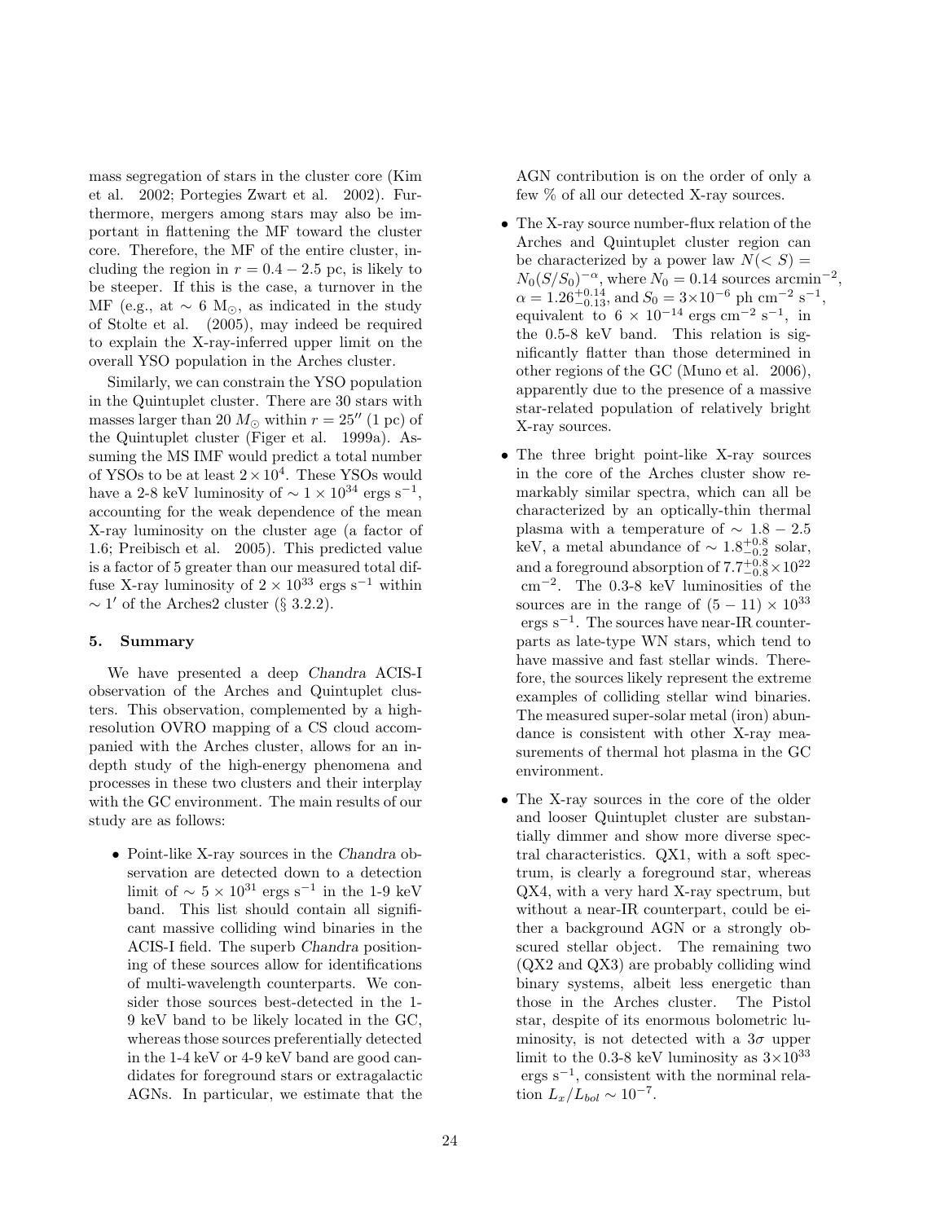mass segregation of stars in the cluster core (Kim et al. 2002; Portegies Zwart et al. 2002). Furthermore, mergers among stars may also be important in flattening the MF toward the cluster core. Therefore, the MF of the entire cluster, including the region in $r = 0.4 - 2.5$ pc, is likely to be steeper. If this is the case, a turnover in the MF (e.g., at $\sim 6$ M$_\odot$, as indicated in the study of Stolte et al. (2005), may indeed be required to explain the X-ray-inferred upper limit on the overall YSO population in the Arches cluster.

Similarly, we can constrain the YSO population in the Quintuplet cluster. There are 30 stars with masses larger than 20 $M_\odot$ within $r = 25''$ (1 pc) of the Quintuplet cluster (Figer et al. 1999a). Assuming the MS IMF would predict a total number of YSOs to be at least $2\times10^4$. These YSOs would have a 2-8 keV luminosity of $\sim 1\times10^{34}$ ergs s$^{-1}$, accounting for the weak dependence of the mean X-ray luminosity on the cluster age (a factor of 1.6; Preibisch et al. 2005). This predicted value is a factor of 5 greater than our measured total diffuse X-ray luminosity of $2\times10^{33}$ ergs s$^{-1}$ within $\sim 1'$ of the Arches2 cluster (§ 3.2.2).

## 5. Summary

We have presented a deep *Chandra* ACIS-I observation of the Arches and Quintuplet clusters. This observation, complemented by a high-resolution OVRO mapping of a CS cloud accompanied with the Arches cluster, allows for an in-depth study of the high-energy phenomena and processes in these two clusters and their interplay with the GC environment. The main results of our study are as follows:

- Point-like X-ray sources in the *Chandra* observation are detected down to a detection limit of $\sim 5\times10^{31}$ ergs s$^{-1}$ in the 1-9 keV band. This list should contain all significant massive colliding wind binaries in the ACIS-I field. The superb *Chandra* positioning of these sources allow for identifications of multi-wavelength counterparts. We consider those sources best-detected in the 1-9 keV band to be likely located in the GC, whereas those sources preferentially detected in the 1-4 keV or 4-9 keV band are good candidates for foreground stars or extragalactic AGNs. In particular, we estimate that the AGN contribution is on the order of only a few % of all our detected X-ray sources.

- The X-ray source number-flux relation of the Arches and Quintuplet cluster region can be characterized by a power law $N(<S) = N_0(S/S_0)^{-\alpha}$, where $N_0 = 0.14$ sources arcmin$^{-2}$, $\alpha = 1.26^{+0.14}_{-0.13}$, and $S_0 = 3\times10^{-6}$ ph cm$^{-2}$ s$^{-1}$, equivalent to $6\times10^{-14}$ ergs cm$^{-2}$ s$^{-1}$, in the 0.5-8 keV band. This relation is significantly flatter than those determined in other regions of the GC (Muno et al. 2006), apparently due to the presence of a massive star-related population of relatively bright X-ray sources.

- The three bright point-like X-ray sources in the core of the Arches cluster show remarkably similar spectra, which can all be characterized by an optically-thin thermal plasma with a temperature of $\sim 1.8 - 2.5$ keV, a metal abundance of $\sim 1.8^{+0.8}_{-0.2}$ solar, and a foreground absorption of $7.7^{+0.8}_{-0.8}\times10^{22}$ cm$^{-2}$. The 0.3-8 keV luminosities of the sources are in the range of $(5-11)\times10^{33}$ ergs s$^{-1}$. The sources have near-IR counterparts as late-type WN stars, which tend to have massive and fast stellar winds. Therefore, the sources likely represent the extreme examples of colliding stellar wind binaries. The measured super-solar metal (iron) abundance is consistent with other X-ray measurements of thermal hot plasma in the GC environment.

- The X-ray sources in the core of the older and looser Quintuplet cluster are substantially dimmer and show more diverse spectral characteristics. QX1, with a soft spectrum, is clearly a foreground star, whereas QX4, with a very hard X-ray spectrum, but without a near-IR counterpart, could be either a background AGN or a strongly obscured stellar object. The remaining two (QX2 and QX3) are probably colliding wind binary systems, albeit less energetic than those in the Arches cluster. The Pistol star, despite of its enormous bolometric luminosity, is not detected with a $3\sigma$ upper limit to the 0.3-8 keV luminosity as $3\times10^{33}$ ergs s$^{-1}$, consistent with the norminal relation $L_x/L_{bol} \sim 10^{-7}$.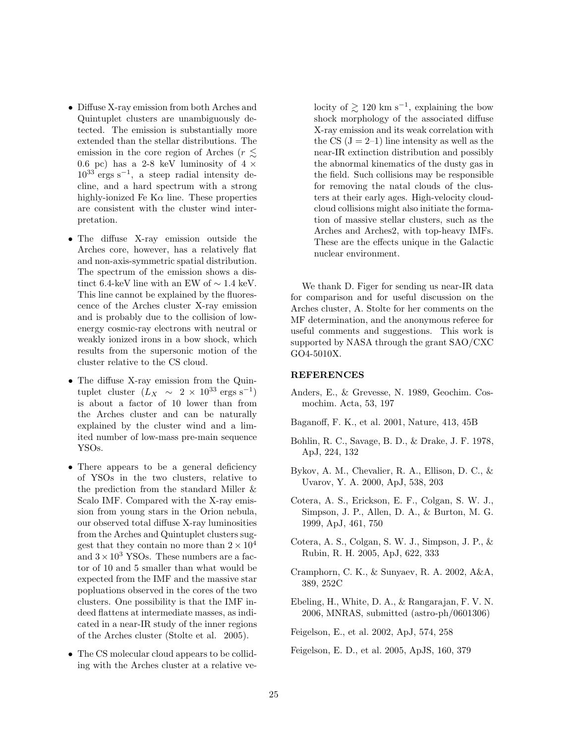- Diffuse X-ray emission from both Arches and Quintuplet clusters are unambiguously detected. The emission is substantially more extended than the stellar distributions. The emission in the core region of Arches ($r \lesssim 0.6$ pc) has a 2-8 keV luminosity of $4 \times 10^{33}$ ergs s$^{-1}$, a steep radial intensity decline, and a hard spectrum with a strong highly-ionized Fe K$\alpha$ line. These properties are consistent with the cluster wind interpretation.

- The diffuse X-ray emission outside the Arches core, however, has a relatively flat and non-axis-symmetric spatial distribution. The spectrum of the emission shows a distinct 6.4-keV line with an EW of $\sim 1.4$ keV. This line cannot be explained by the fluorescence of the Arches cluster X-ray emission and is probably due to the collision of low-energy cosmic-ray electrons with neutral or weakly ionized irons in a bow shock, which results from the supersonic motion of the cluster relative to the CS cloud.

- The diffuse X-ray emission from the Quintuplet cluster ($L_X \sim 2 \times 10^{33}$ ergs s$^{-1}$) is about a factor of 10 lower than from the Arches cluster and can be naturally explained by the cluster wind and a limited number of low-mass pre-main sequence YSOs.

- There appears to be a general deficiency of YSOs in the two clusters, relative to the prediction from the standard Miller & Scalo IMF. Compared with the X-ray emission from young stars in the Orion nebula, our observed total diffuse X-ray luminosities from the Arches and Quintuplet clusters suggest that they contain no more than $2 \times 10^4$ and $3 \times 10^3$ YSOs. These numbers are a factor of 10 and 5 smaller than what would be expected from the IMF and the massive star popluations observed in the cores of the two clusters. One possibility is that the IMF indeed flattens at intermediate masses, as indicated in a near-IR study of the inner regions of the Arches cluster (Stolte et al. 2005).

- The CS molecular cloud appears to be colliding with the Arches cluster at a relative velocity of $\gtrsim 120$ km s$^{-1}$, explaining the bow shock morphology of the associated diffuse X-ray emission and its weak correlation with the CS (J = 2–1) line intensity as well as the near-IR extinction distribution and possibly the abnormal kinematics of the dusty gas in the field. Such collisions may be responsible for removing the natal clouds of the clusters at their early ages. High-velocity cloud-cloud collisions might also initiate the formation of massive stellar clusters, such as the Arches and Arches2, with top-heavy IMFs. These are the effects unique in the Galactic nuclear environment.

We thank D. Figer for sending us near-IR data for comparison and for useful discussion on the Arches cluster, A. Stolte for her comments on the MF determination, and the anonymous referee for useful comments and suggestions. This work is supported by NASA through the grant SAO/CXC GO4-5010X.

## REFERENCES

Anders, E., & Grevesse, N. 1989, Geochim. Cosmochim. Acta, 53, 197

Baganoff, F. K., et al. 2001, Nature, 413, 45B

Bohlin, R. C., Savage, B. D., & Drake, J. F. 1978, ApJ, 224, 132

Bykov, A. M., Chevalier, R. A., Ellison, D. C., & Uvarov, Y. A. 2000, ApJ, 538, 203

Cotera, A. S., Erickson, E. F., Colgan, S. W. J., Simpson, J. P., Allen, D. A., & Burton, M. G. 1999, ApJ, 461, 750

Cotera, A. S., Colgan, S. W. J., Simpson, J. P., & Rubin, R. H. 2005, ApJ, 622, 333

Cramphorn, C. K., & Sunyaev, R. A. 2002, A&A, 389, 252C

Ebeling, H., White, D. A., & Rangarajan, F. V. N. 2006, MNRAS, submitted (astro-ph/0601306)

Feigelson, E., et al. 2002, ApJ, 574, 258

Feigelson, E. D., et al. 2005, ApJS, 160, 379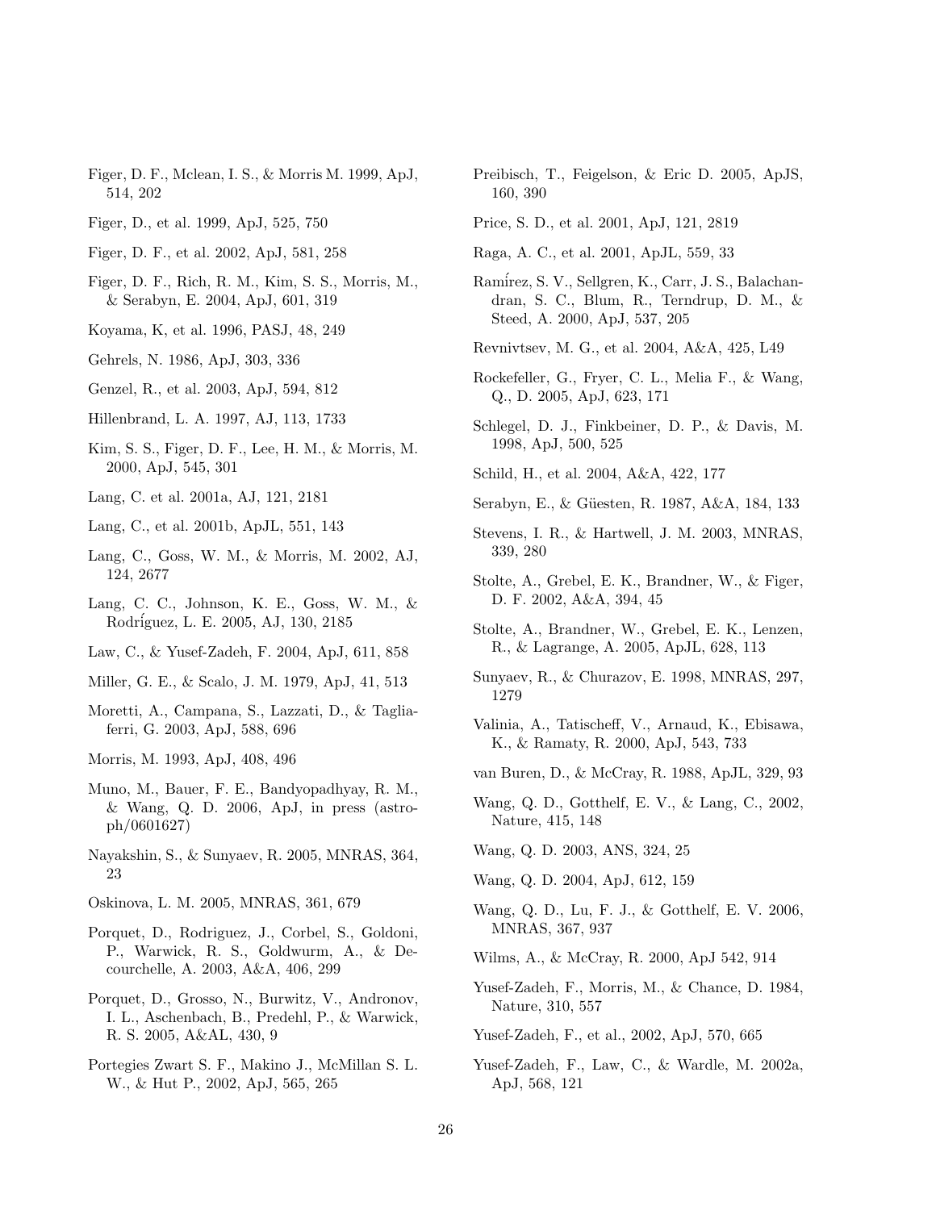Figer, D. F., Mclean, I. S., & Morris M. 1999, ApJ, 514, 202

Figer, D., et al. 1999, ApJ, 525, 750

Figer, D. F., et al. 2002, ApJ, 581, 258

Figer, D. F., Rich, R. M., Kim, S. S., Morris, M., & Serabyn, E. 2004, ApJ, 601, 319

Koyama, K, et al. 1996, PASJ, 48, 249

Gehrels, N. 1986, ApJ, 303, 336

Genzel, R., et al. 2003, ApJ, 594, 812

Hillenbrand, L. A. 1997, AJ, 113, 1733

Kim, S. S., Figer, D. F., Lee, H. M., & Morris, M. 2000, ApJ, 545, 301

Lang, C. et al. 2001a, AJ, 121, 2181

Lang, C., et al. 2001b, ApJL, 551, 143

Lang, C., Goss, W. M., & Morris, M. 2002, AJ, 124, 2677

Lang, C. C., Johnson, K. E., Goss, W. M., & Rodríguez, L. E. 2005, AJ, 130, 2185

Law, C., & Yusef-Zadeh, F. 2004, ApJ, 611, 858

Miller, G. E., & Scalo, J. M. 1979, ApJ, 41, 513

Moretti, A., Campana, S., Lazzati, D., & Tagliaferri, G. 2003, ApJ, 588, 696

Morris, M. 1993, ApJ, 408, 496

Muno, M., Bauer, F. E., Bandyopadhyay, R. M., & Wang, Q. D. 2006, ApJ, in press (astro-ph/0601627)

Nayakshin, S., & Sunyaev, R. 2005, MNRAS, 364, 23

Oskinova, L. M. 2005, MNRAS, 361, 679

Porquet, D., Rodriguez, J., Corbel, S., Goldoni, P., Warwick, R. S., Goldwurm, A., & Decourchelle, A. 2003, A&A, 406, 299

Porquet, D., Grosso, N., Burwitz, V., Andronov, I. L., Aschenbach, B., Predehl, P., & Warwick, R. S. 2005, A&AL, 430, 9

Portegies Zwart S. F., Makino J., McMillan S. L. W., & Hut P., 2002, ApJ, 565, 265

Preibisch, T., Feigelson, & Eric D. 2005, ApJS, 160, 390

Price, S. D., et al. 2001, ApJ, 121, 2819

Raga, A. C., et al. 2001, ApJL, 559, 33

Ramírez, S. V., Sellgren, K., Carr, J. S., Balachandran, S. C., Blum, R., Terndrup, D. M., & Steed, A. 2000, ApJ, 537, 205

Revnivtsev, M. G., et al. 2004, A&A, 425, L49

Rockefeller, G., Fryer, C. L., Melia F., & Wang, Q., D. 2005, ApJ, 623, 171

Schlegel, D. J., Finkbeiner, D. P., & Davis, M. 1998, ApJ, 500, 525

Schild, H., et al. 2004, A&A, 422, 177

Serabyn, E., & Güesten, R. 1987, A&A, 184, 133

Stevens, I. R., & Hartwell, J. M. 2003, MNRAS, 339, 280

Stolte, A., Grebel, E. K., Brandner, W., & Figer, D. F. 2002, A&A, 394, 45

Stolte, A., Brandner, W., Grebel, E. K., Lenzen, R., & Lagrange, A. 2005, ApJL, 628, 113

Sunyaev, R., & Churazov, E. 1998, MNRAS, 297, 1279

Valinia, A., Tatischeff, V., Arnaud, K., Ebisawa, K., & Ramaty, R. 2000, ApJ, 543, 733

van Buren, D., & McCray, R. 1988, ApJL, 329, 93

Wang, Q. D., Gotthelf, E. V., & Lang, C., 2002, Nature, 415, 148

Wang, Q. D. 2003, ANS, 324, 25

Wang, Q. D. 2004, ApJ, 612, 159

Wang, Q. D., Lu, F. J., & Gotthelf, E. V. 2006, MNRAS, 367, 937

Wilms, A., & McCray, R. 2000, ApJ 542, 914

Yusef-Zadeh, F., Morris, M., & Chance, D. 1984, Nature, 310, 557

Yusef-Zadeh, F., et al., 2002, ApJ, 570, 665

Yusef-Zadeh, F., Law, C., & Wardle, M. 2002a, ApJ, 568, 121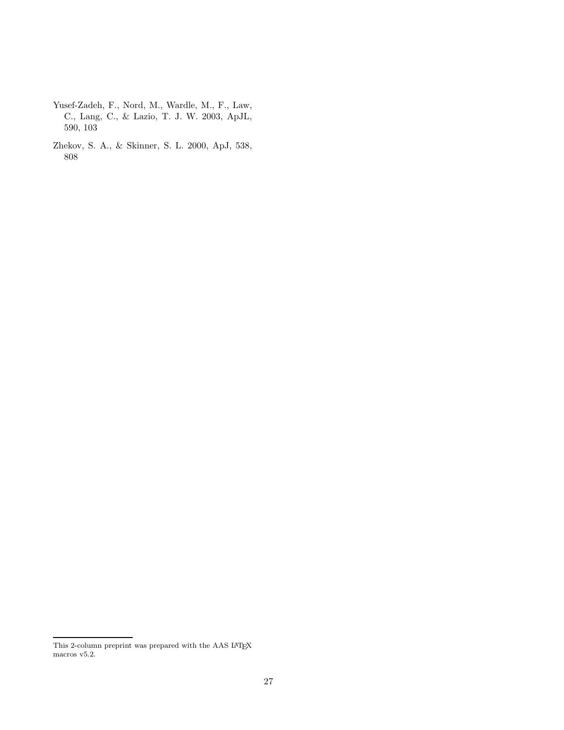Yusef-Zadeh, F., Nord, M., Wardle, M., F., Law, C., Lang, C., & Lazio, T. J. W. 2003, ApJL, 590, 103

Zhekov, S. A., & Skinner, S. L. 2000, ApJ, 538, 808

This 2-column preprint was prepared with the AAS LaTeX macros v5.2.